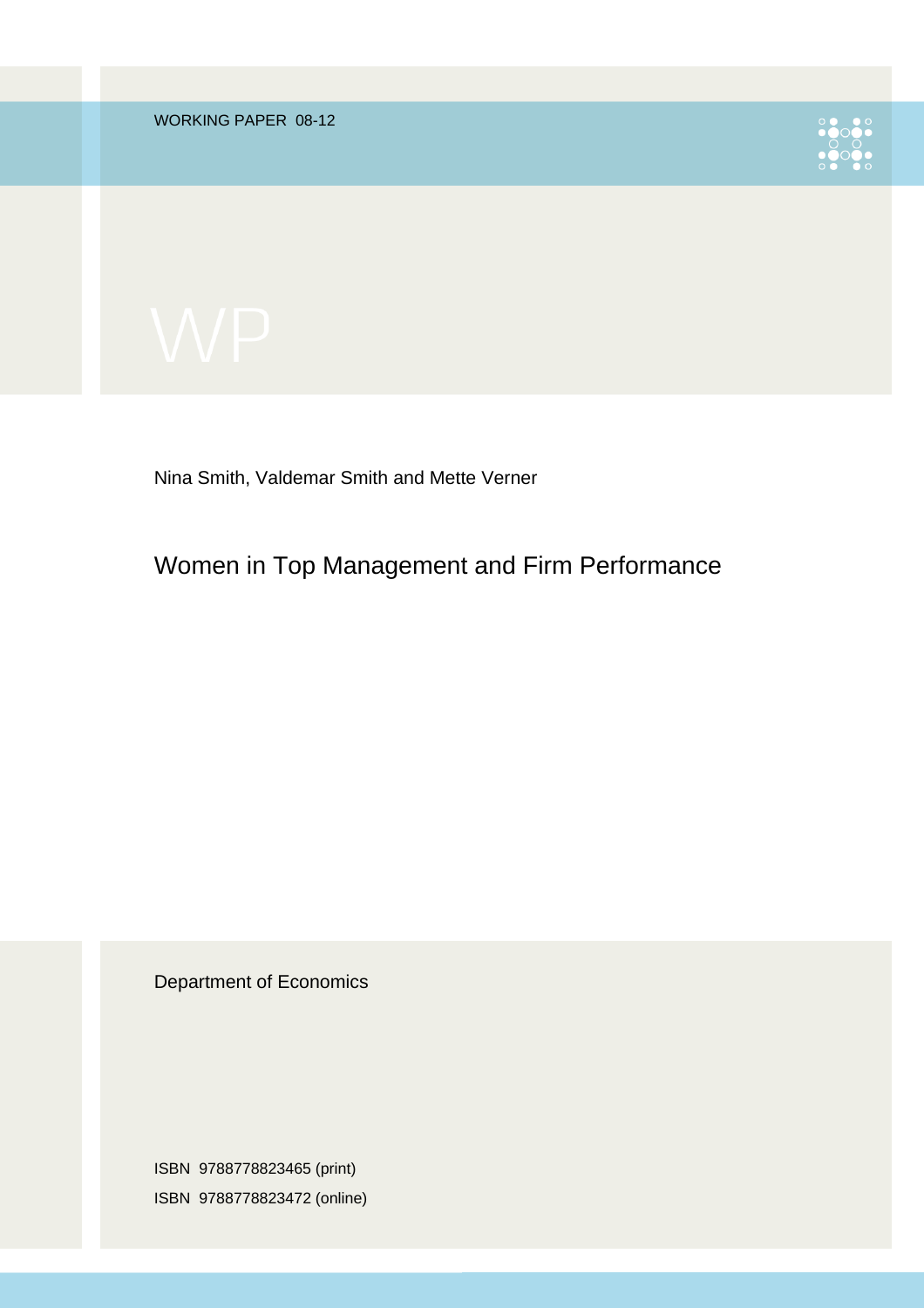WORKING PAPER 08-12

WP

Nina Smith, Valdemar Smith and Mette Verner

# Women in Top Management and Firm Performance

Department of Economics

ISBN 9788778823465 (print)

ISBN 9788778823472 (online)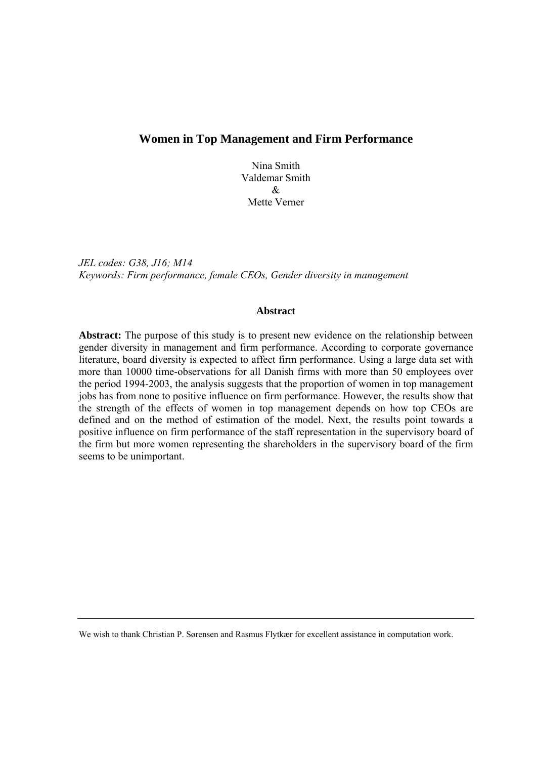# Women in Top Management and Firm Performance

Nina Smith
Valdemar Smith
&
Mette Verner

*JEL codes: G38, J16; M14*
*Keywords: Firm performance, female CEOs, Gender diversity in management*

### Abstract

**Abstract:** The purpose of this study is to present new evidence on the relationship between gender diversity in management and firm performance. According to corporate governance literature, board diversity is expected to affect firm performance. Using a large data set with more than 10000 time-observations for all Danish firms with more than 50 employees over the period 1994-2003, the analysis suggests that the proportion of women in top management jobs has from none to positive influence on firm performance. However, the results show that the strength of the effects of women in top management depends on how top CEOs are defined and on the method of estimation of the model. Next, the results point towards a positive influence on firm performance of the staff representation in the supervisory board of the firm but more women representing the shareholders in the supervisory board of the firm seems to be unimportant.

---

We wish to thank Christian P. Sørensen and Rasmus Flytkær for excellent assistance in computation work.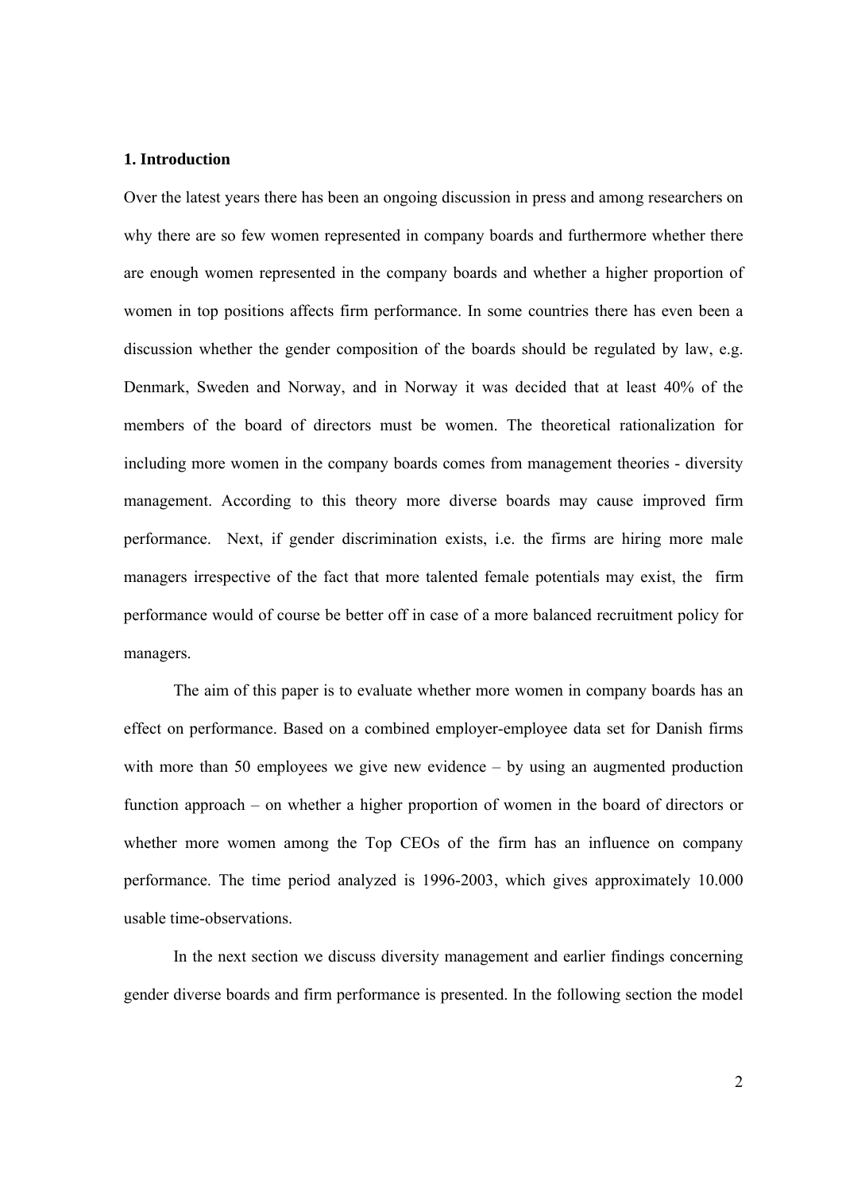## 1. Introduction

Over the latest years there has been an ongoing discussion in press and among researchers on why there are so few women represented in company boards and furthermore whether there are enough women represented in the company boards and whether a higher proportion of women in top positions affects firm performance. In some countries there has even been a discussion whether the gender composition of the boards should be regulated by law, e.g. Denmark, Sweden and Norway, and in Norway it was decided that at least 40% of the members of the board of directors must be women. The theoretical rationalization for including more women in the company boards comes from management theories - diversity management. According to this theory more diverse boards may cause improved firm performance. Next, if gender discrimination exists, i.e. the firms are hiring more male managers irrespective of the fact that more talented female potentials may exist, the firm performance would of course be better off in case of a more balanced recruitment policy for managers.

The aim of this paper is to evaluate whether more women in company boards has an effect on performance. Based on a combined employer-employee data set for Danish firms with more than 50 employees we give new evidence – by using an augmented production function approach – on whether a higher proportion of women in the board of directors or whether more women among the Top CEOs of the firm has an influence on company performance. The time period analyzed is 1996-2003, which gives approximately 10.000 usable time-observations.

In the next section we discuss diversity management and earlier findings concerning gender diverse boards and firm performance is presented. In the following section the model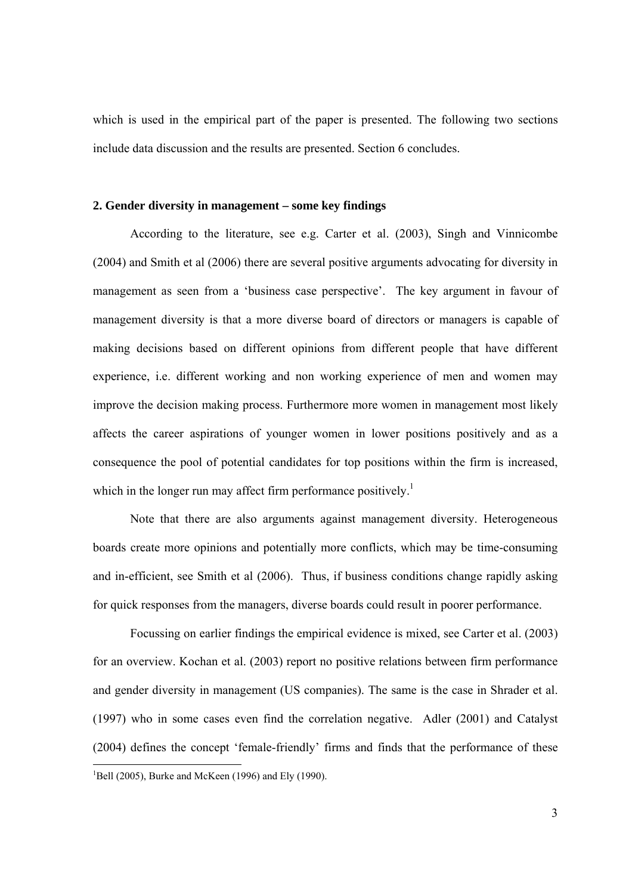which is used in the empirical part of the paper is presented. The following two sections include data discussion and the results are presented. Section 6 concludes.

## 2. Gender diversity in management – some key findings

According to the literature, see e.g. Carter et al. (2003), Singh and Vinnicombe (2004) and Smith et al (2006) there are several positive arguments advocating for diversity in management as seen from a 'business case perspective'. The key argument in favour of management diversity is that a more diverse board of directors or managers is capable of making decisions based on different opinions from different people that have different experience, i.e. different working and non working experience of men and women may improve the decision making process. Furthermore more women in management most likely affects the career aspirations of younger women in lower positions positively and as a consequence the pool of potential candidates for top positions within the firm is increased, which in the longer run may affect firm performance positively.[1]

Note that there are also arguments against management diversity. Heterogeneous boards create more opinions and potentially more conflicts, which may be time-consuming and in-efficient, see Smith et al (2006). Thus, if business conditions change rapidly asking for quick responses from the managers, diverse boards could result in poorer performance.

Focussing on earlier findings the empirical evidence is mixed, see Carter et al. (2003) for an overview. Kochan et al. (2003) report no positive relations between firm performance and gender diversity in management (US companies). The same is the case in Shrader et al. (1997) who in some cases even find the correlation negative. Adler (2001) and Catalyst (2004) defines the concept 'female-friendly' firms and finds that the performance of these

[1] Bell (2005), Burke and McKeen (1996) and Ely (1990).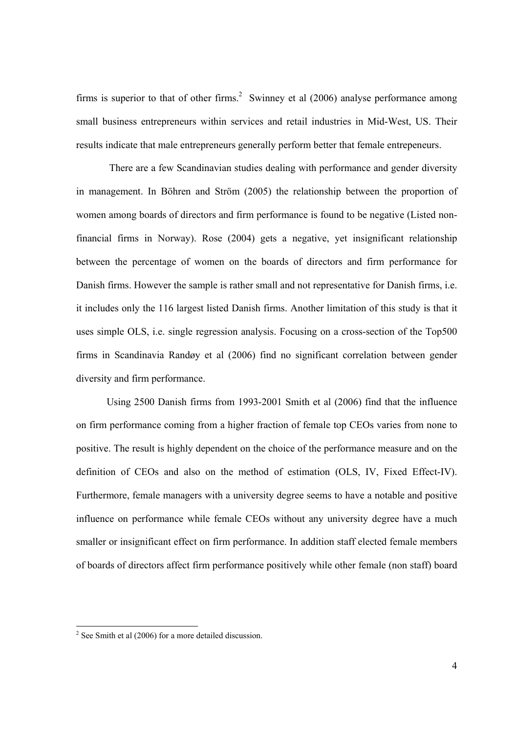firms is superior to that of other firms.[2] Swinney et al (2006) analyse performance among small business entrepreneurs within services and retail industries in Mid-West, US. Their results indicate that male entrepreneurs generally perform better that female entrepeneurs.

There are a few Scandinavian studies dealing with performance and gender diversity in management. In Böhren and Ström (2005) the relationship between the proportion of women among boards of directors and firm performance is found to be negative (Listed non-financial firms in Norway). Rose (2004) gets a negative, yet insignificant relationship between the percentage of women on the boards of directors and firm performance for Danish firms. However the sample is rather small and not representative for Danish firms, i.e. it includes only the 116 largest listed Danish firms. Another limitation of this study is that it uses simple OLS, i.e. single regression analysis. Focusing on a cross-section of the Top500 firms in Scandinavia Randøy et al (2006) find no significant correlation between gender diversity and firm performance.

Using 2500 Danish firms from 1993-2001 Smith et al (2006) find that the influence on firm performance coming from a higher fraction of female top CEOs varies from none to positive. The result is highly dependent on the choice of the performance measure and on the definition of CEOs and also on the method of estimation (OLS, IV, Fixed Effect-IV). Furthermore, female managers with a university degree seems to have a notable and positive influence on performance while female CEOs without any university degree have a much smaller or insignificant effect on firm performance. In addition staff elected female members of boards of directors affect firm performance positively while other female (non staff) board

[2] See Smith et al (2006) for a more detailed discussion.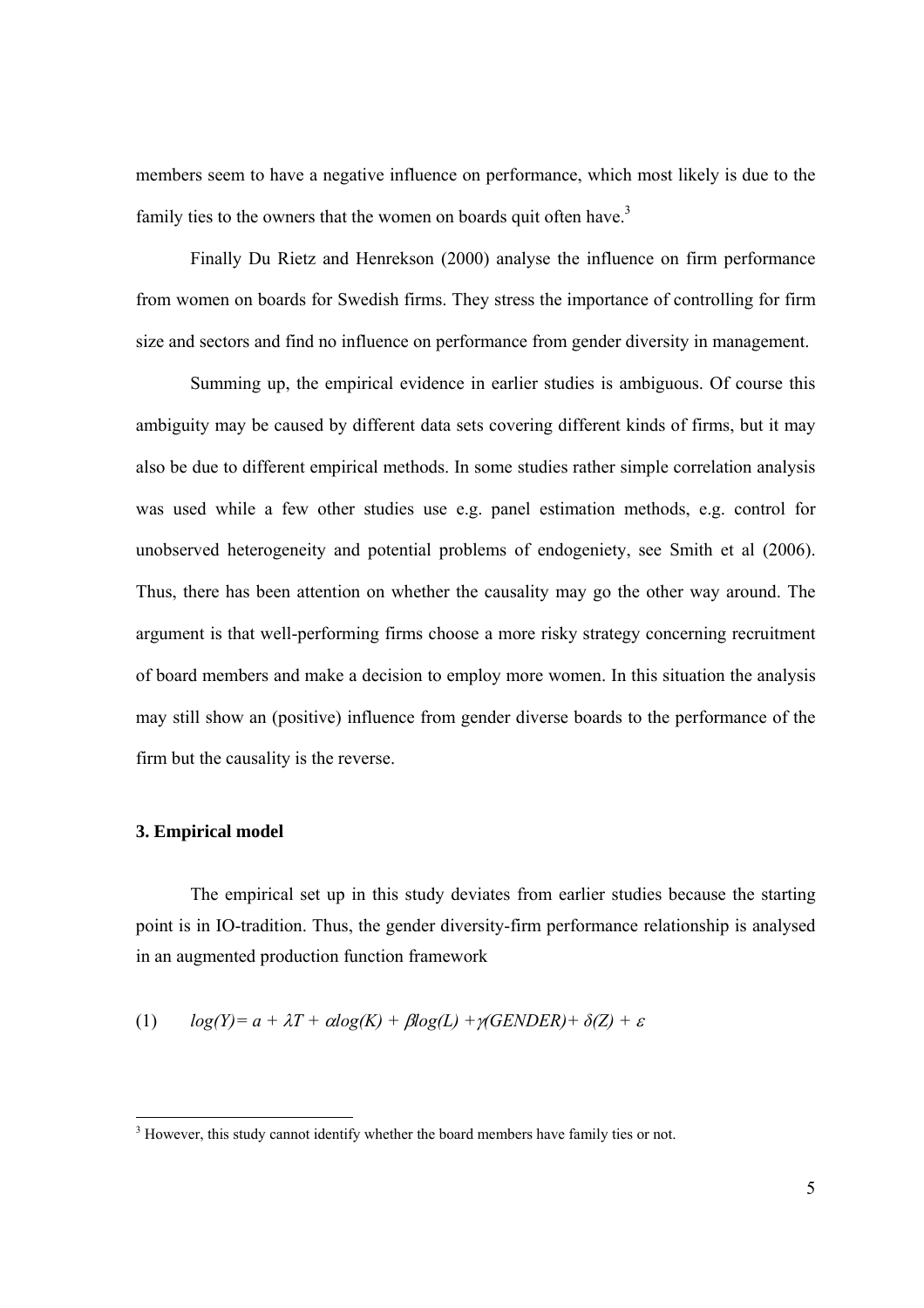members seem to have a negative influence on performance, which most likely is due to the family ties to the owners that the women on boards quit often have.[3]

Finally Du Rietz and Henrekson (2000) analyse the influence on firm performance from women on boards for Swedish firms. They stress the importance of controlling for firm size and sectors and find no influence on performance from gender diversity in management.

Summing up, the empirical evidence in earlier studies is ambiguous. Of course this ambiguity may be caused by different data sets covering different kinds of firms, but it may also be due to different empirical methods. In some studies rather simple correlation analysis was used while a few other studies use e.g. panel estimation methods, e.g. control for unobserved heterogeneity and potential problems of endogeniety, see Smith et al (2006). Thus, there has been attention on whether the causality may go the other way around. The argument is that well-performing firms choose a more risky strategy concerning recruitment of board members and make a decision to employ more women. In this situation the analysis may still show an (positive) influence from gender diverse boards to the performance of the firm but the causality is the reverse.

### 3. Empirical model

The empirical set up in this study deviates from earlier studies because the starting point is in IO-tradition. Thus, the gender diversity-firm performance relationship is analysed in an augmented production function framework

$$(1) \qquad log(Y) = a + \lambda T + \alpha log(K) + \beta log(L) + \gamma(GENDER) + \delta(Z) + \varepsilon$$

---

[3] However, this study cannot identify whether the board members have family ties or not.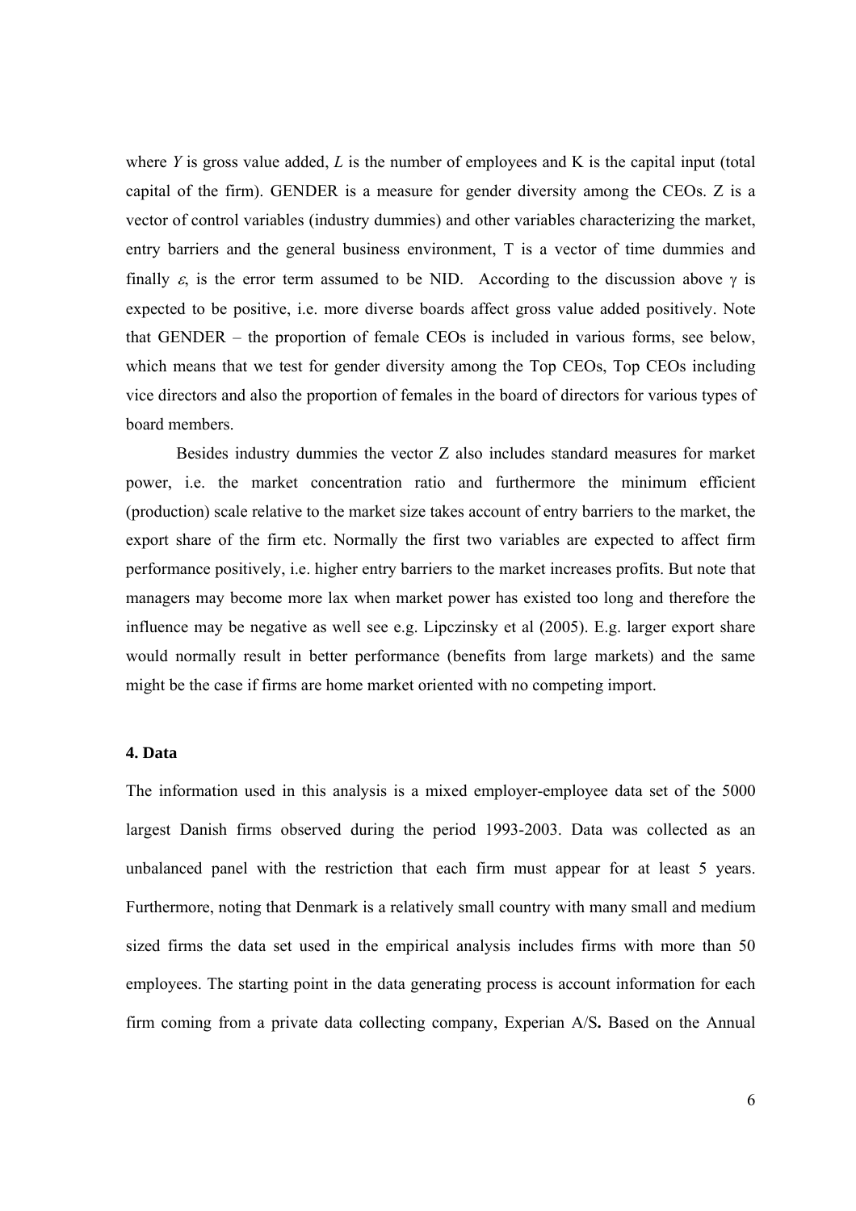where $Y$ is gross value added, $L$ is the number of employees and K is the capital input (total capital of the firm). GENDER is a measure for gender diversity among the CEOs. Z is a vector of control variables (industry dummies) and other variables characterizing the market, entry barriers and the general business environment, T is a vector of time dummies and finally $\varepsilon$, is the error term assumed to be NID. According to the discussion above $\gamma$ is expected to be positive, i.e. more diverse boards affect gross value added positively. Note that GENDER – the proportion of female CEOs is included in various forms, see below, which means that we test for gender diversity among the Top CEOs, Top CEOs including vice directors and also the proportion of females in the board of directors for various types of board members.

Besides industry dummies the vector Z also includes standard measures for market power, i.e. the market concentration ratio and furthermore the minimum efficient (production) scale relative to the market size takes account of entry barriers to the market, the export share of the firm etc. Normally the first two variables are expected to affect firm performance positively, i.e. higher entry barriers to the market increases profits. But note that managers may become more lax when market power has existed too long and therefore the influence may be negative as well see e.g. Lipczinsky et al (2005). E.g. larger export share would normally result in better performance (benefits from large markets) and the same might be the case if firms are home market oriented with no competing import.

## 4. Data

The information used in this analysis is a mixed employer-employee data set of the 5000 largest Danish firms observed during the period 1993-2003. Data was collected as an unbalanced panel with the restriction that each firm must appear for at least 5 years. Furthermore, noting that Denmark is a relatively small country with many small and medium sized firms the data set used in the empirical analysis includes firms with more than 50 employees. The starting point in the data generating process is account information for each firm coming from a private data collecting company, Experian A/S**.** Based on the Annual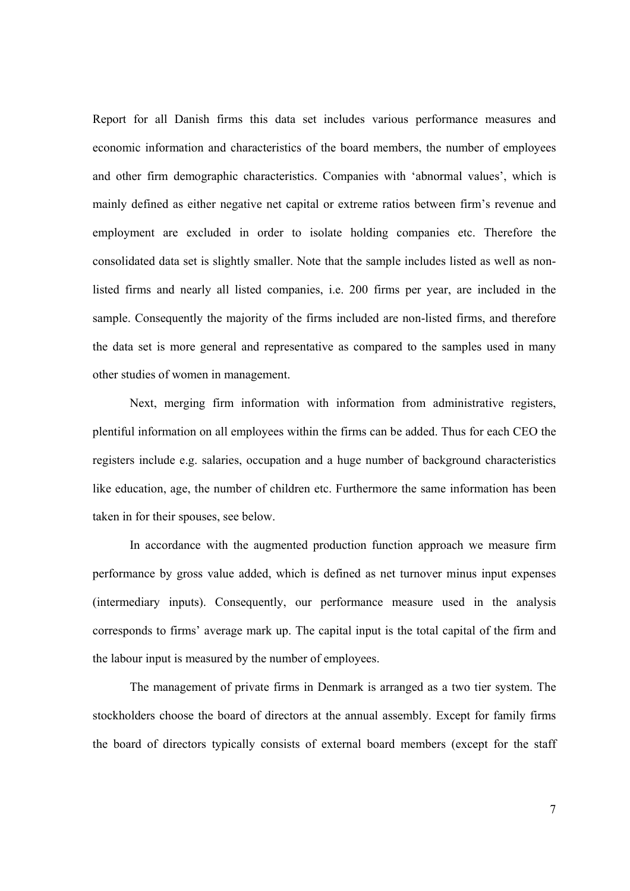Report for all Danish firms this data set includes various performance measures and economic information and characteristics of the board members, the number of employees and other firm demographic characteristics. Companies with 'abnormal values', which is mainly defined as either negative net capital or extreme ratios between firm's revenue and employment are excluded in order to isolate holding companies etc. Therefore the consolidated data set is slightly smaller. Note that the sample includes listed as well as non-listed firms and nearly all listed companies, i.e. 200 firms per year, are included in the sample. Consequently the majority of the firms included are non-listed firms, and therefore the data set is more general and representative as compared to the samples used in many other studies of women in management.

Next, merging firm information with information from administrative registers, plentiful information on all employees within the firms can be added. Thus for each CEO the registers include e.g. salaries, occupation and a huge number of background characteristics like education, age, the number of children etc. Furthermore the same information has been taken in for their spouses, see below.

In accordance with the augmented production function approach we measure firm performance by gross value added, which is defined as net turnover minus input expenses (intermediary inputs). Consequently, our performance measure used in the analysis corresponds to firms' average mark up. The capital input is the total capital of the firm and the labour input is measured by the number of employees.

The management of private firms in Denmark is arranged as a two tier system. The stockholders choose the board of directors at the annual assembly. Except for family firms the board of directors typically consists of external board members (except for the staff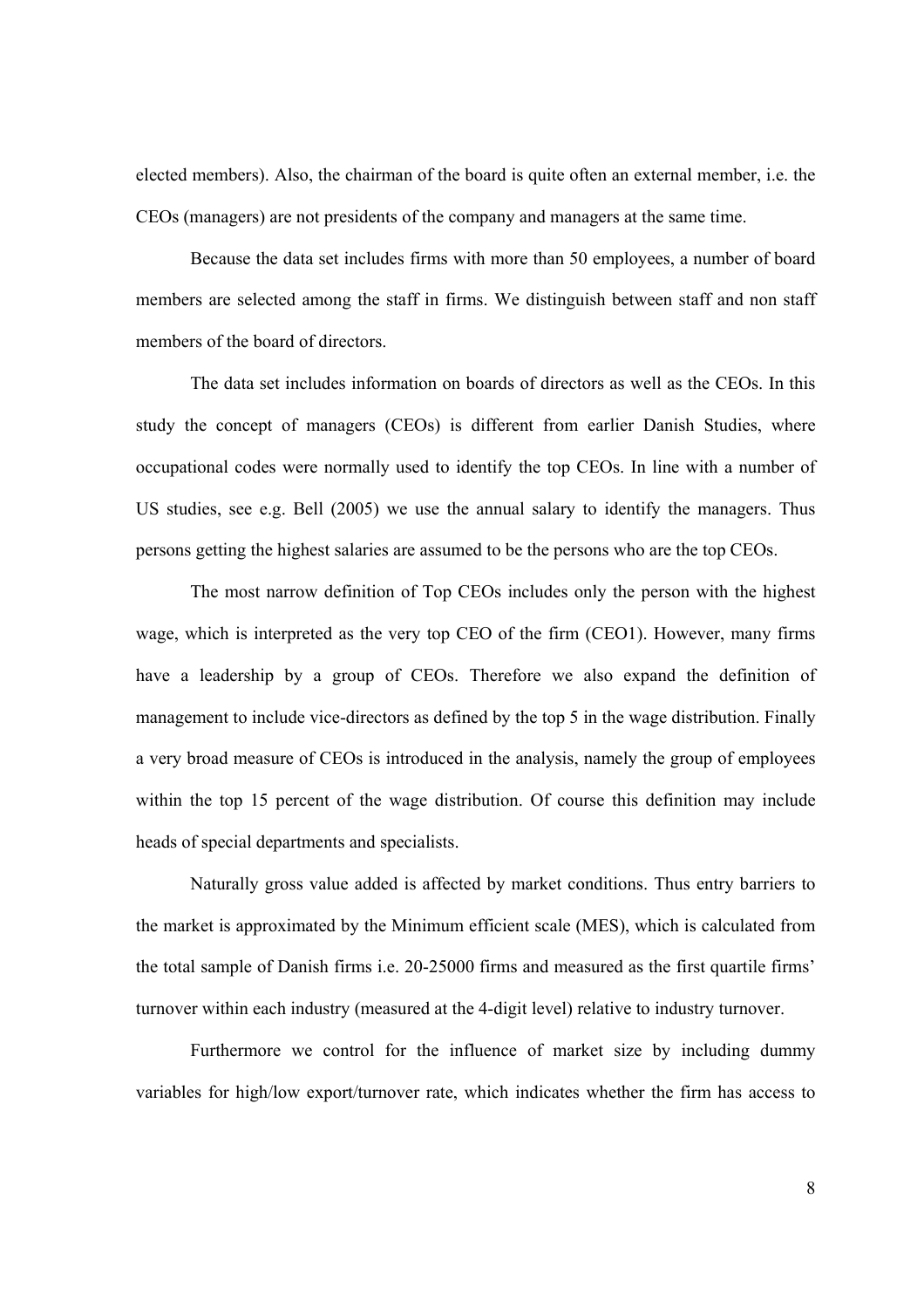elected members). Also, the chairman of the board is quite often an external member, i.e. the CEOs (managers) are not presidents of the company and managers at the same time.

Because the data set includes firms with more than 50 employees, a number of board members are selected among the staff in firms. We distinguish between staff and non staff members of the board of directors.

The data set includes information on boards of directors as well as the CEOs. In this study the concept of managers (CEOs) is different from earlier Danish Studies, where occupational codes were normally used to identify the top CEOs. In line with a number of US studies, see e.g. Bell (2005) we use the annual salary to identify the managers. Thus persons getting the highest salaries are assumed to be the persons who are the top CEOs.

The most narrow definition of Top CEOs includes only the person with the highest wage, which is interpreted as the very top CEO of the firm (CEO1). However, many firms have a leadership by a group of CEOs. Therefore we also expand the definition of management to include vice-directors as defined by the top 5 in the wage distribution. Finally a very broad measure of CEOs is introduced in the analysis, namely the group of employees within the top 15 percent of the wage distribution. Of course this definition may include heads of special departments and specialists.

Naturally gross value added is affected by market conditions. Thus entry barriers to the market is approximated by the Minimum efficient scale (MES), which is calculated from the total sample of Danish firms i.e. 20-25000 firms and measured as the first quartile firms' turnover within each industry (measured at the 4-digit level) relative to industry turnover.

Furthermore we control for the influence of market size by including dummy variables for high/low export/turnover rate, which indicates whether the firm has access to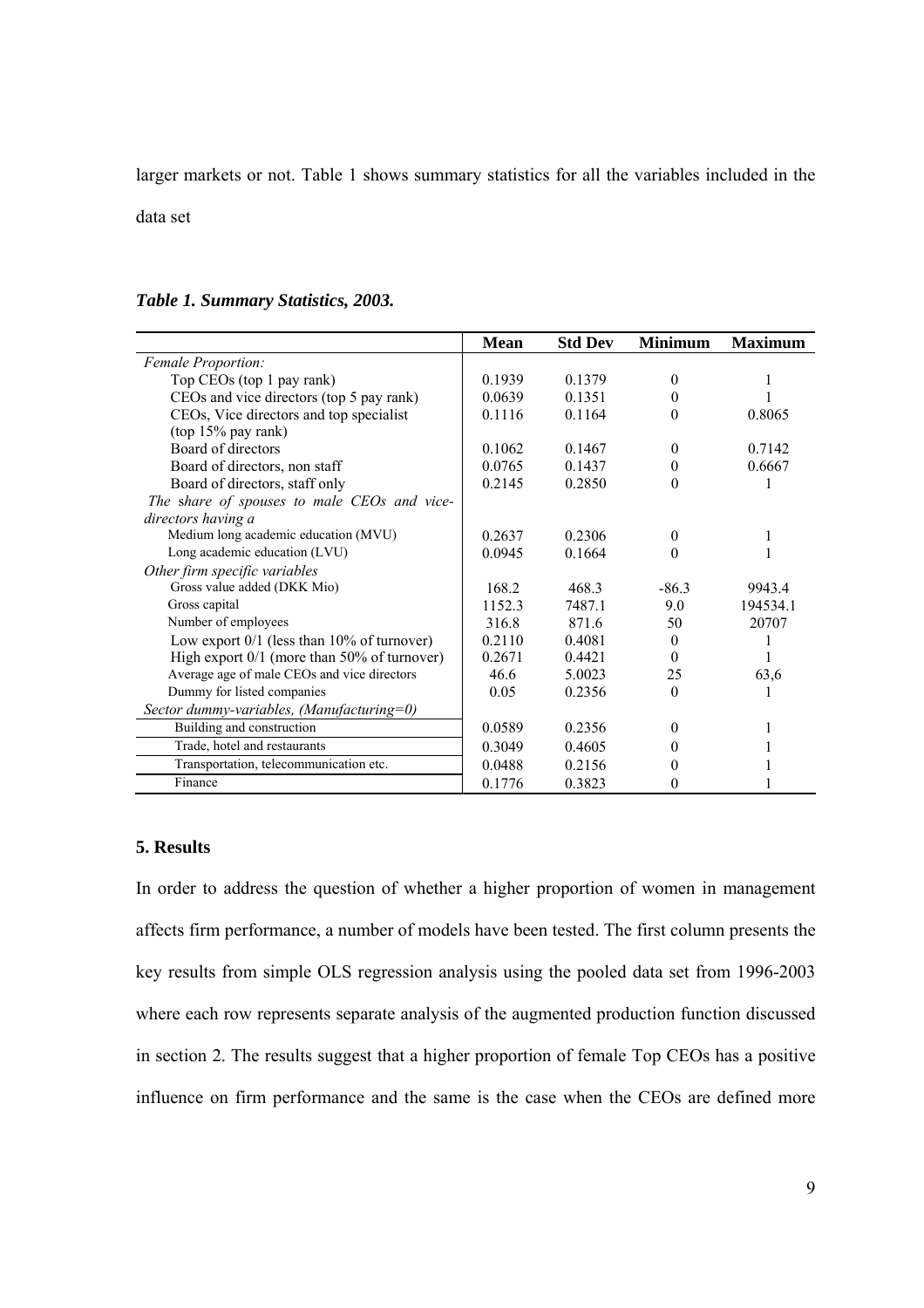larger markets or not. Table 1 shows summary statistics for all the variables included in the data set

***Table 1. Summary Statistics, 2003.***

| | **Mean** | **Std Dev** | **Minimum** | **Maximum** |
|---|---|---|---|---|
| *Female Proportion:* | | | | |
| Top CEOs (top 1 pay rank) | 0.1939 | 0.1379 | 0 | 1 |
| CEOs and vice directors (top 5 pay rank) | 0.0639 | 0.1351 | 0 | 1 |
| CEOs, Vice directors and top specialist (top 15% pay rank) | 0.1116 | 0.1164 | 0 | 0.8065 |
| Board of directors | 0.1062 | 0.1467 | 0 | 0.7142 |
| Board of directors, non staff | 0.0765 | 0.1437 | 0 | 0.6667 |
| Board of directors, staff only | 0.2145 | 0.2850 | 0 | 1 |
| *The share of spouses to male CEOs and vice-directors having a* | | | | |
| Medium long academic education (MVU) | 0.2637 | 0.2306 | 0 | 1 |
| Long academic education (LVU) | 0.0945 | 0.1664 | 0 | 1 |
| *Other firm specific variables* | | | | |
| Gross value added (DKK Mio) | 168.2 | 468.3 | -86.3 | 9943.4 |
| Gross capital | 1152.3 | 7487.1 | 9.0 | 194534.1 |
| Number of employees | 316.8 | 871.6 | 50 | 20707 |
| Low export 0/1 (less than 10% of turnover) | 0.2110 | 0.4081 | 0 | 1 |
| High export 0/1 (more than 50% of turnover) | 0.2671 | 0.4421 | 0 | 1 |
| Average age of male CEOs and vice directors | 46.6 | 5.0023 | 25 | 63,6 |
| Dummy for listed companies | 0.05 | 0.2356 | 0 | 1 |
| *Sector dummy-variables, (Manufacturing=0)* | | | | |
| Building and construction | 0.0589 | 0.2356 | 0 | 1 |
| Trade, hotel and restaurants | 0.3049 | 0.4605 | 0 | 1 |
| Transportation, telecommunication etc. | 0.0488 | 0.2156 | 0 | 1 |
| Finance | 0.1776 | 0.3823 | 0 | 1 |

## 5. Results

In order to address the question of whether a higher proportion of women in management affects firm performance, a number of models have been tested. The first column presents the key results from simple OLS regression analysis using the pooled data set from 1996-2003 where each row represents separate analysis of the augmented production function discussed in section 2. The results suggest that a higher proportion of female Top CEOs has a positive influence on firm performance and the same is the case when the CEOs are defined more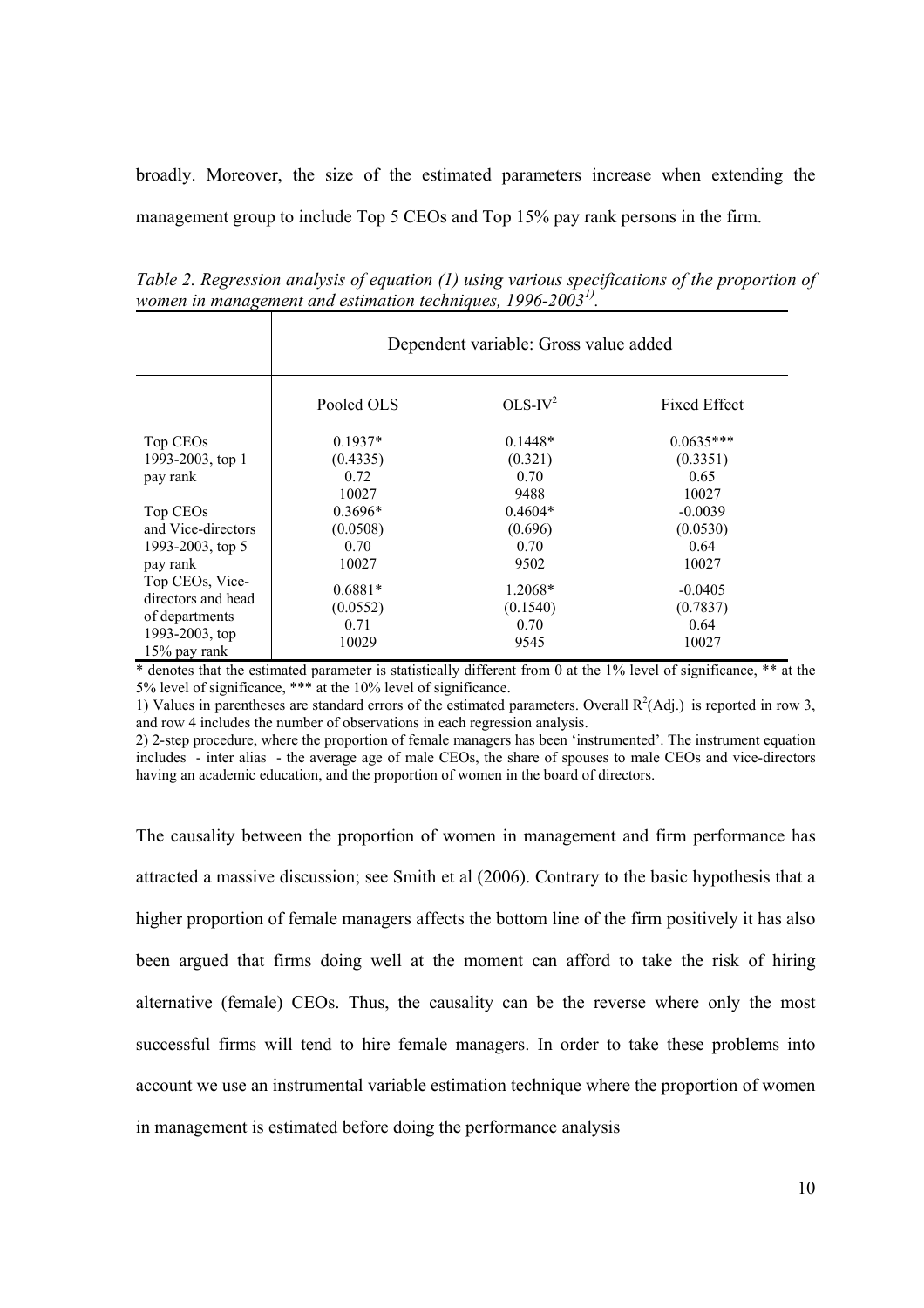broadly. Moreover, the size of the estimated parameters increase when extending the management group to include Top 5 CEOs and Top 15% pay rank persons in the firm.

*Table 2. Regression analysis of equation (1) using various specifications of the proportion of women in management and estimation techniques, 1996-2003[1).]*

| | Dependent variable: Gross value added | | |
|---|---|---|---|
| | Pooled OLS | OLS-IV[2] | Fixed Effect |
| Top CEOs 1993-2003, top 1 pay rank | 0.1937* | 0.1448* | 0.0635*** |
| | (0.4335) | (0.321) | (0.3351) |
| | 0.72 | 0.70 | 0.65 |
| | 10027 | 9488 | 10027 |
| Top CEOs and Vice-directors 1993-2003, top 5 pay rank | 0.3696* | 0.4604* | -0.0039 |
| | (0.0508) | (0.696) | (0.0530) |
| | 0.70 | 0.70 | 0.64 |
| | 10027 | 9502 | 10027 |
| Top CEOs, Vice-directors and head of departments 1993-2003, top 15% pay rank | 0.6881* | 1.2068* | -0.0405 |
| | (0.0552) | (0.1540) | (0.7837) |
| | 0.71 | 0.70 | 0.64 |
| | 10029 | 9545 | 10027 |

* denotes that the estimated parameter is statistically different from 0 at the 1% level of significance, ** at the 5% level of significance, *** at the 10% level of significance.

1) Values in parentheses are standard errors of the estimated parameters. Overall $R^2$(Adj.) is reported in row 3, and row 4 includes the number of observations in each regression analysis.

2) 2-step procedure, where the proportion of female managers has been 'instrumented'. The instrument equation includes - inter alias - the average age of male CEOs, the share of spouses to male CEOs and vice-directors having an academic education, and the proportion of women in the board of directors.

The causality between the proportion of women in management and firm performance has attracted a massive discussion; see Smith et al (2006). Contrary to the basic hypothesis that a higher proportion of female managers affects the bottom line of the firm positively it has also been argued that firms doing well at the moment can afford to take the risk of hiring alternative (female) CEOs. Thus, the causality can be the reverse where only the most successful firms will tend to hire female managers. In order to take these problems into account we use an instrumental variable estimation technique where the proportion of women in management is estimated before doing the performance analysis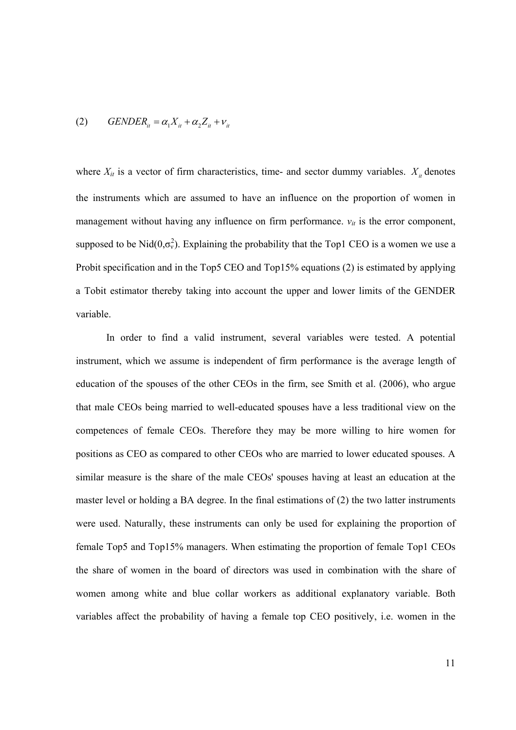$$(2) \qquad GENDER_{it} = \alpha_1 X_{it} + \alpha_2 Z_{it} + v_{it}$$

where $X_{it}$ is a vector of firm characteristics, time- and sector dummy variables. $X_{it}$ denotes the instruments which are assumed to have an influence on the proportion of women in management without having any influence on firm performance. $v_{it}$ is the error component, supposed to be Nid($0,\sigma_v^2$). Explaining the probability that the Top1 CEO is a women we use a Probit specification and in the Top5 CEO and Top15% equations (2) is estimated by applying a Tobit estimator thereby taking into account the upper and lower limits of the GENDER variable.

In order to find a valid instrument, several variables were tested. A potential instrument, which we assume is independent of firm performance is the average length of education of the spouses of the other CEOs in the firm, see Smith et al. (2006), who argue that male CEOs being married to well-educated spouses have a less traditional view on the competences of female CEOs. Therefore they may be more willing to hire women for positions as CEO as compared to other CEOs who are married to lower educated spouses. A similar measure is the share of the male CEOs' spouses having at least an education at the master level or holding a BA degree. In the final estimations of (2) the two latter instruments were used. Naturally, these instruments can only be used for explaining the proportion of female Top5 and Top15% managers. When estimating the proportion of female Top1 CEOs the share of women in the board of directors was used in combination with the share of women among white and blue collar workers as additional explanatory variable. Both variables affect the probability of having a female top CEO positively, i.e. women in the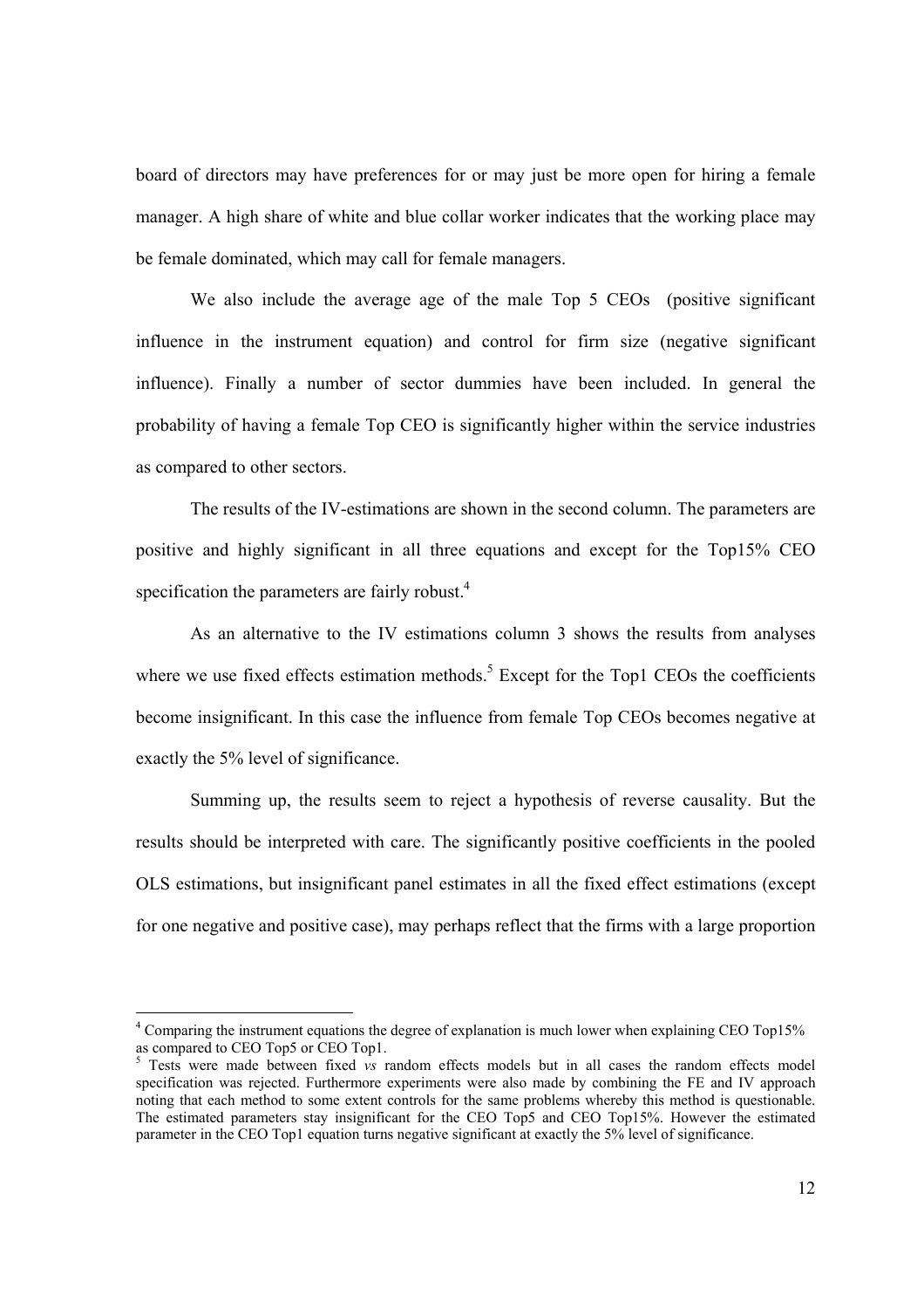board of directors may have preferences for or may just be more open for hiring a female manager. A high share of white and blue collar worker indicates that the working place may be female dominated, which may call for female managers.

We also include the average age of the male Top 5 CEOs (positive significant influence in the instrument equation) and control for firm size (negative significant influence). Finally a number of sector dummies have been included. In general the probability of having a female Top CEO is significantly higher within the service industries as compared to other sectors.

The results of the IV-estimations are shown in the second column. The parameters are positive and highly significant in all three equations and except for the Top15% CEO specification the parameters are fairly robust.[4]

As an alternative to the IV estimations column 3 shows the results from analyses where we use fixed effects estimation methods.[5] Except for the Top1 CEOs the coefficients become insignificant. In this case the influence from female Top CEOs becomes negative at exactly the 5% level of significance.

Summing up, the results seem to reject a hypothesis of reverse causality. But the results should be interpreted with care. The significantly positive coefficients in the pooled OLS estimations, but insignificant panel estimates in all the fixed effect estimations (except for one negative and positive case), may perhaps reflect that the firms with a large proportion

---

[4] Comparing the instrument equations the degree of explanation is much lower when explaining CEO Top15% as compared to CEO Top5 or CEO Top1.

[5] Tests were made between fixed *vs* random effects models but in all cases the random effects model specification was rejected. Furthermore experiments were also made by combining the FE and IV approach noting that each method to some extent controls for the same problems whereby this method is questionable. The estimated parameters stay insignificant for the CEO Top5 and CEO Top15%. However the estimated parameter in the CEO Top1 equation turns negative significant at exactly the 5% level of significance.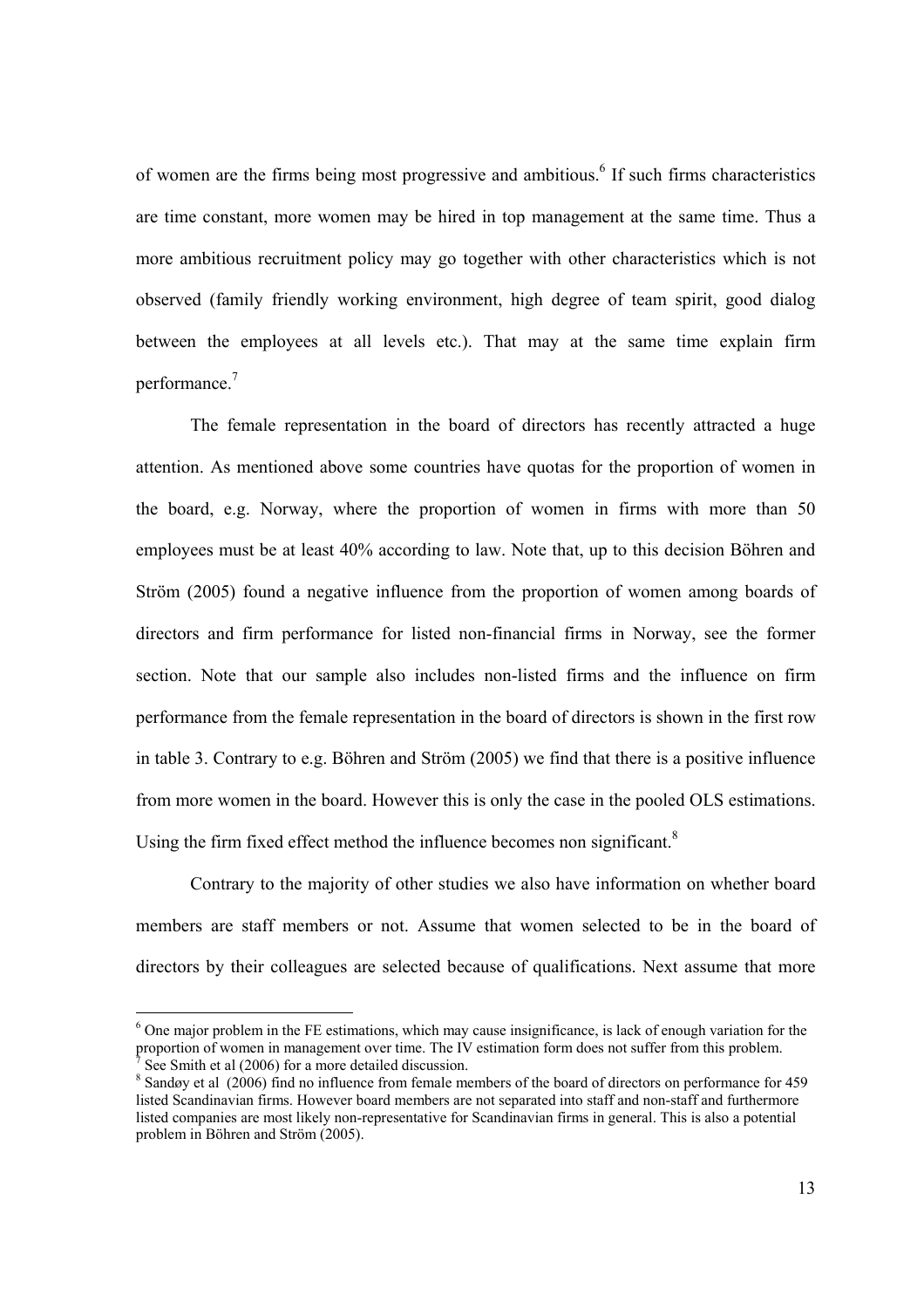of women are the firms being most progressive and ambitious.[6] If such firms characteristics are time constant, more women may be hired in top management at the same time. Thus a more ambitious recruitment policy may go together with other characteristics which is not observed (family friendly working environment, high degree of team spirit, good dialog between the employees at all levels etc.). That may at the same time explain firm performance.[7]

The female representation in the board of directors has recently attracted a huge attention. As mentioned above some countries have quotas for the proportion of women in the board, e.g. Norway, where the proportion of women in firms with more than 50 employees must be at least 40% according to law. Note that, up to this decision Böhren and Ström (2005) found a negative influence from the proportion of women among boards of directors and firm performance for listed non-financial firms in Norway, see the former section. Note that our sample also includes non-listed firms and the influence on firm performance from the female representation in the board of directors is shown in the first row in table 3. Contrary to e.g. Böhren and Ström (2005) we find that there is a positive influence from more women in the board. However this is only the case in the pooled OLS estimations. Using the firm fixed effect method the influence becomes non significant.[8]

Contrary to the majority of other studies we also have information on whether board members are staff members or not. Assume that women selected to be in the board of directors by their colleagues are selected because of qualifications. Next assume that more

---

[6] One major problem in the FE estimations, which may cause insignificance, is lack of enough variation for the proportion of women in management over time. The IV estimation form does not suffer from this problem.

[7] See Smith et al (2006) for a more detailed discussion.

[8] Sandøy et al (2006) find no influence from female members of the board of directors on performance for 459 listed Scandinavian firms. However board members are not separated into staff and non-staff and furthermore listed companies are most likely non-representative for Scandinavian firms in general. This is also a potential problem in Böhren and Ström (2005).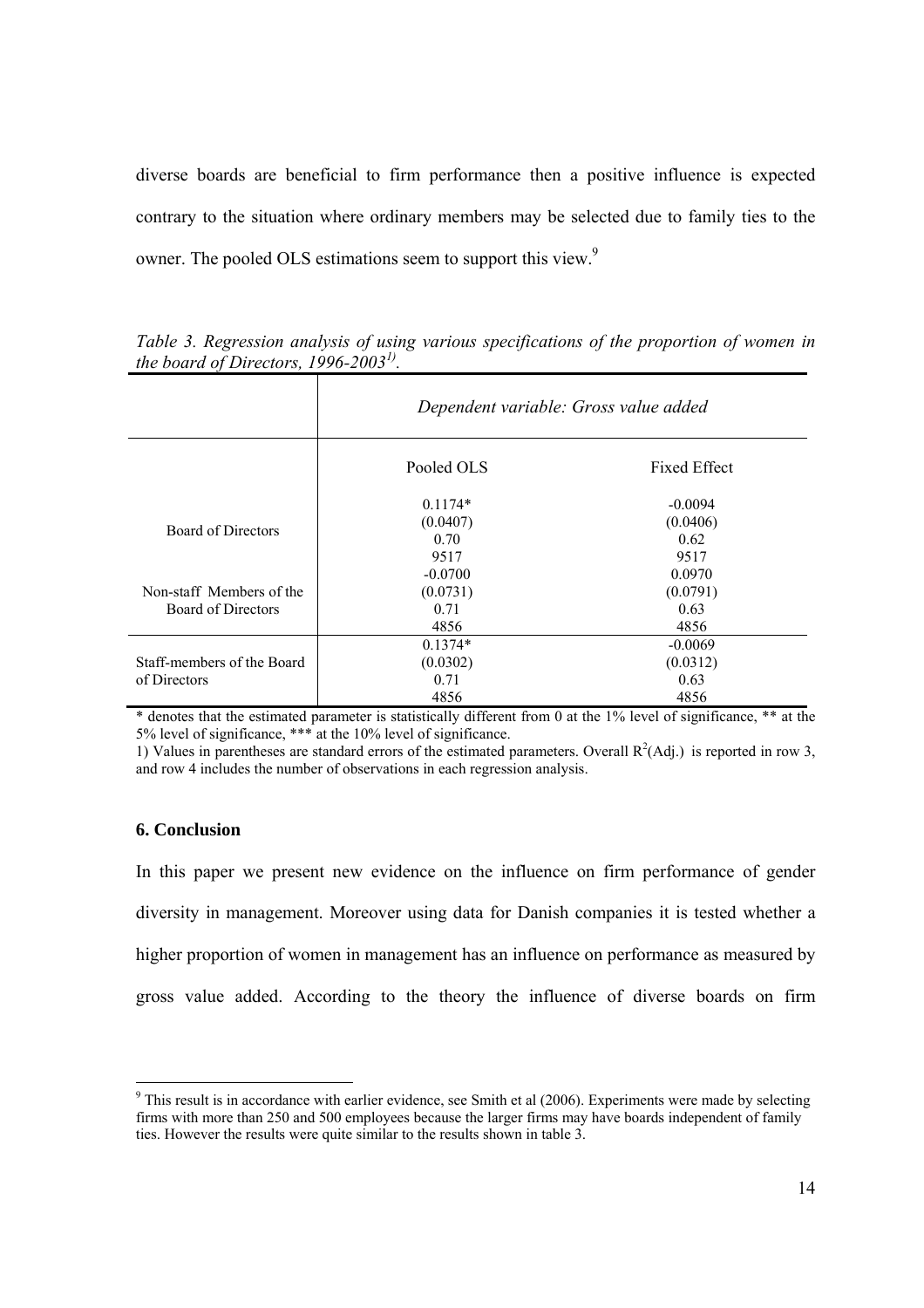diverse boards are beneficial to firm performance then a positive influence is expected contrary to the situation where ordinary members may be selected due to family ties to the owner. The pooled OLS estimations seem to support this view.[9]

*Table 3. Regression analysis of using various specifications of the proportion of women in the board of Directors, 1996-2003[1)].*

| | *Dependent variable: Gross value added* | |
|---|---|---|
| | Pooled OLS | Fixed Effect |
| Board of Directors | 0.1174*<br>(0.0407)<br>0.70<br>9517 | -0.0094<br>(0.0406)<br>0.62<br>9517 |
| Non-staff Members of the Board of Directors | -0.0700<br>(0.0731)<br>0.71<br>4856 | 0.0970<br>(0.0791)<br>0.63<br>4856 |
| Staff-members of the Board of Directors | 0.1374*<br>(0.0302)<br>0.71<br>4856 | -0.0069<br>(0.0312)<br>0.63<br>4856 |

* denotes that the estimated parameter is statistically different from 0 at the 1% level of significance, ** at the 5% level of significance, *** at the 10% level of significance.

1) Values in parentheses are standard errors of the estimated parameters. Overall $R^2$(Adj.) is reported in row 3, and row 4 includes the number of observations in each regression analysis.

### 6. Conclusion

In this paper we present new evidence on the influence on firm performance of gender diversity in management. Moreover using data for Danish companies it is tested whether a higher proportion of women in management has an influence on performance as measured by gross value added. According to the theory the influence of diverse boards on firm

[9] This result is in accordance with earlier evidence, see Smith et al (2006). Experiments were made by selecting firms with more than 250 and 500 employees because the larger firms may have boards independent of family ties. However the results were quite similar to the results shown in table 3.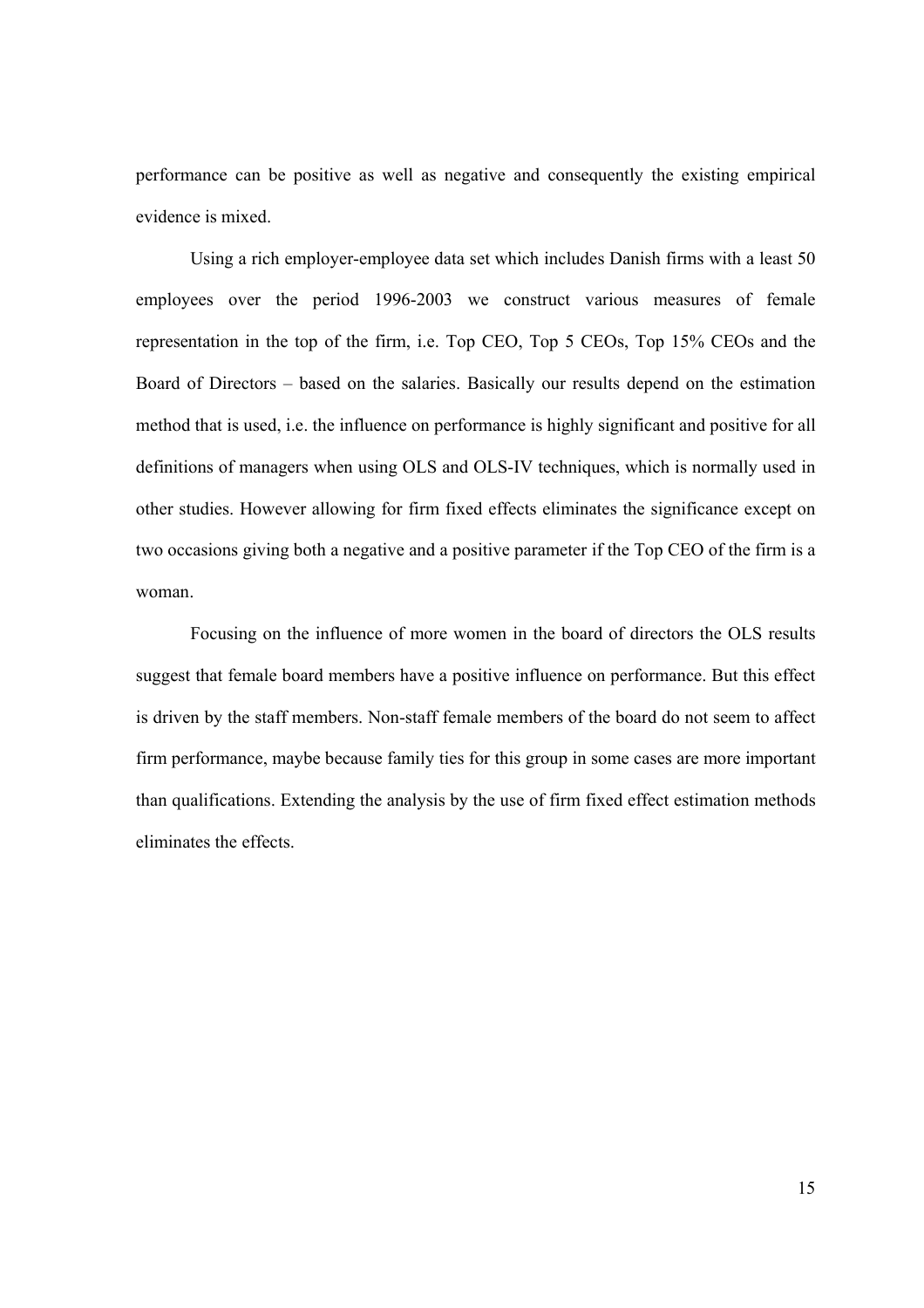performance can be positive as well as negative and consequently the existing empirical evidence is mixed.

Using a rich employer-employee data set which includes Danish firms with a least 50 employees over the period 1996-2003 we construct various measures of female representation in the top of the firm, i.e. Top CEO, Top 5 CEOs, Top 15% CEOs and the Board of Directors – based on the salaries. Basically our results depend on the estimation method that is used, i.e. the influence on performance is highly significant and positive for all definitions of managers when using OLS and OLS-IV techniques, which is normally used in other studies. However allowing for firm fixed effects eliminates the significance except on two occasions giving both a negative and a positive parameter if the Top CEO of the firm is a woman.

Focusing on the influence of more women in the board of directors the OLS results suggest that female board members have a positive influence on performance. But this effect is driven by the staff members. Non-staff female members of the board do not seem to affect firm performance, maybe because family ties for this group in some cases are more important than qualifications. Extending the analysis by the use of firm fixed effect estimation methods eliminates the effects.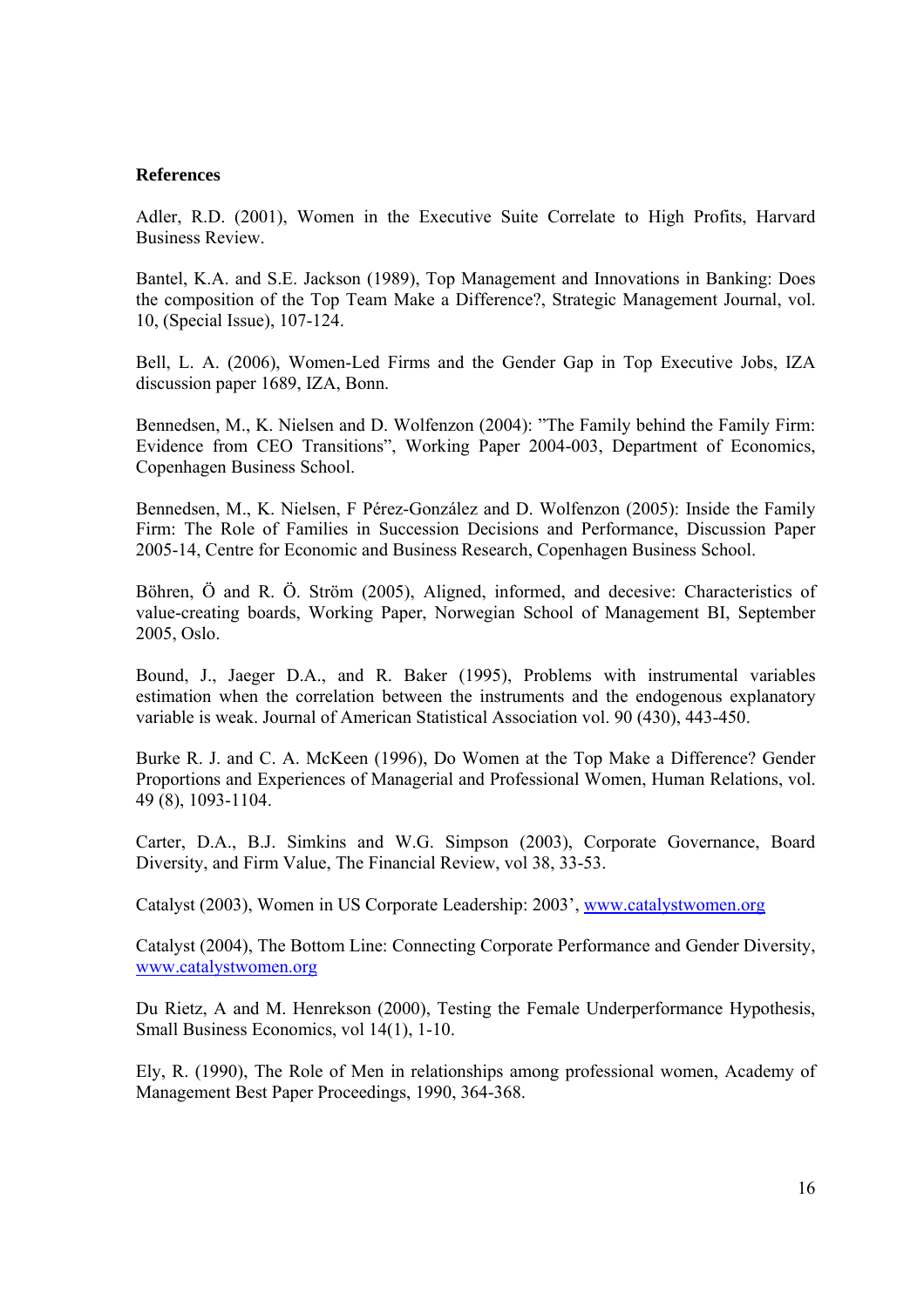**References**

Adler, R.D. (2001), Women in the Executive Suite Correlate to High Profits, Harvard Business Review.

Bantel, K.A. and S.E. Jackson (1989), Top Management and Innovations in Banking: Does the composition of the Top Team Make a Difference?, Strategic Management Journal, vol. 10, (Special Issue), 107-124.

Bell, L. A. (2006), Women-Led Firms and the Gender Gap in Top Executive Jobs, IZA discussion paper 1689, IZA, Bonn.

Bennedsen, M., K. Nielsen and D. Wolfenzon (2004): ”The Family behind the Family Firm: Evidence from CEO Transitions”, Working Paper 2004-003, Department of Economics, Copenhagen Business School.

Bennedsen, M., K. Nielsen, F Pérez-González and D. Wolfenzon (2005): Inside the Family Firm: The Role of Families in Succession Decisions and Performance, Discussion Paper 2005-14, Centre for Economic and Business Research, Copenhagen Business School.

Böhren, Ö and R. Ö. Ström (2005), Aligned, informed, and decesive: Characteristics of value-creating boards, Working Paper, Norwegian School of Management BI, September 2005, Oslo.

Bound, J., Jaeger D.A., and R. Baker (1995), Problems with instrumental variables estimation when the correlation between the instruments and the endogenous explanatory variable is weak. Journal of American Statistical Association vol. 90 (430), 443-450.

Burke R. J. and C. A. McKeen (1996), Do Women at the Top Make a Difference? Gender Proportions and Experiences of Managerial and Professional Women, Human Relations, vol. 49 (8), 1093-1104.

Carter, D.A., B.J. Simkins and W.G. Simpson (2003), Corporate Governance, Board Diversity, and Firm Value, The Financial Review, vol 38, 33-53.

Catalyst (2003), Women in US Corporate Leadership: 2003', www.catalystwomen.org

Catalyst (2004), The Bottom Line: Connecting Corporate Performance and Gender Diversity, www.catalystwomen.org

Du Rietz, A and M. Henrekson (2000), Testing the Female Underperformance Hypothesis, Small Business Economics, vol 14(1), 1-10.

Ely, R. (1990), The Role of Men in relationships among professional women, Academy of Management Best Paper Proceedings, 1990, 364-368.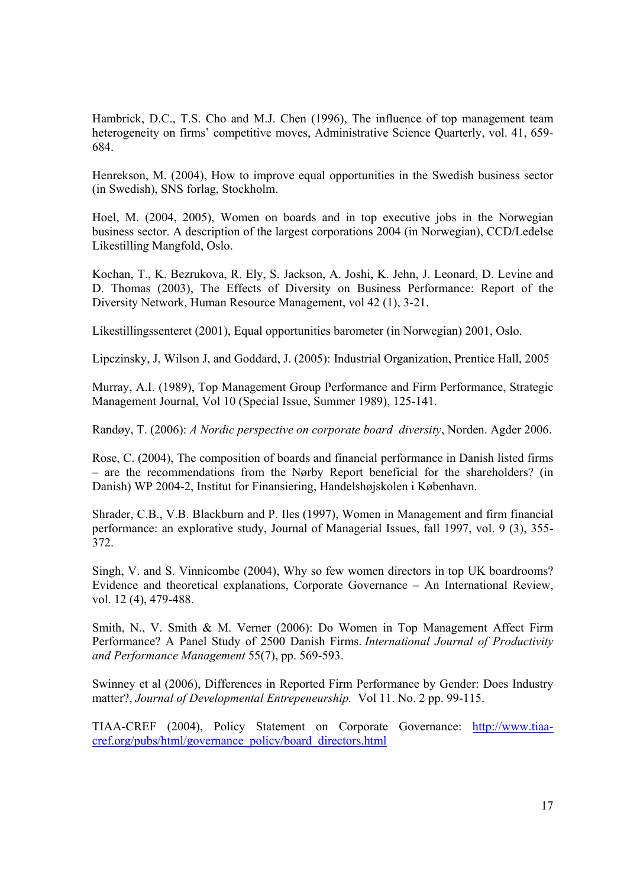Hambrick, D.C., T.S. Cho and M.J. Chen (1996), The influence of top management team heterogeneity on firms' competitive moves, Administrative Science Quarterly, vol. 41, 659-684.

Henrekson, M. (2004), How to improve equal opportunities in the Swedish business sector (in Swedish), SNS forlag, Stockholm.

Hoel, M. (2004, 2005), Women on boards and in top executive jobs in the Norwegian business sector. A description of the largest corporations 2004 (in Norwegian), CCD/Ledelse Likestilling Mangfold, Oslo.

Kochan, T., K. Bezrukova, R. Ely, S. Jackson, A. Joshi, K. Jehn, J. Leonard, D. Levine and D. Thomas (2003), The Effects of Diversity on Business Performance: Report of the Diversity Network, Human Resource Management, vol 42 (1), 3-21.

Likestillingssenteret (2001), Equal opportunities barometer (in Norwegian) 2001, Oslo.

Lipczinsky, J, Wilson J, and Goddard, J. (2005): Industrial Organization, Prentice Hall, 2005

Murray, A.I. (1989), Top Management Group Performance and Firm Performance, Strategic Management Journal, Vol 10 (Special Issue, Summer 1989), 125-141.

Randøy, T. (2006): *A Nordic perspective on corporate board diversity*, Norden. Agder 2006.

Rose, C. (2004), The composition of boards and financial performance in Danish listed firms – are the recommendations from the Nørby Report beneficial for the shareholders? (in Danish) WP 2004-2, Institut for Finansiering, Handelshøjskolen i København.

Shrader, C.B., V.B. Blackburn and P. Iles (1997), Women in Management and firm financial performance: an explorative study, Journal of Managerial Issues, fall 1997, vol. 9 (3), 355-372.

Singh, V. and S. Vinnicombe (2004), Why so few women directors in top UK boardrooms? Evidence and theoretical explanations, Corporate Governance – An International Review, vol. 12 (4), 479-488.

Smith, N., V. Smith & M. Verner (2006): Do Women in Top Management Affect Firm Performance? A Panel Study of 2500 Danish Firms. *International Journal of Productivity and Performance Management* 55(7), pp. 569-593.

Swinney et al (2006), Differences in Reported Firm Performance by Gender: Does Industry matter?, *Journal of Developmental Entrepeneurship.* Vol 11. No. 2 pp. 99-115.

TIAA-CREF (2004), Policy Statement on Corporate Governance: http://www.tiaa-cref.org/pubs/html/governance_policy/board_directors.html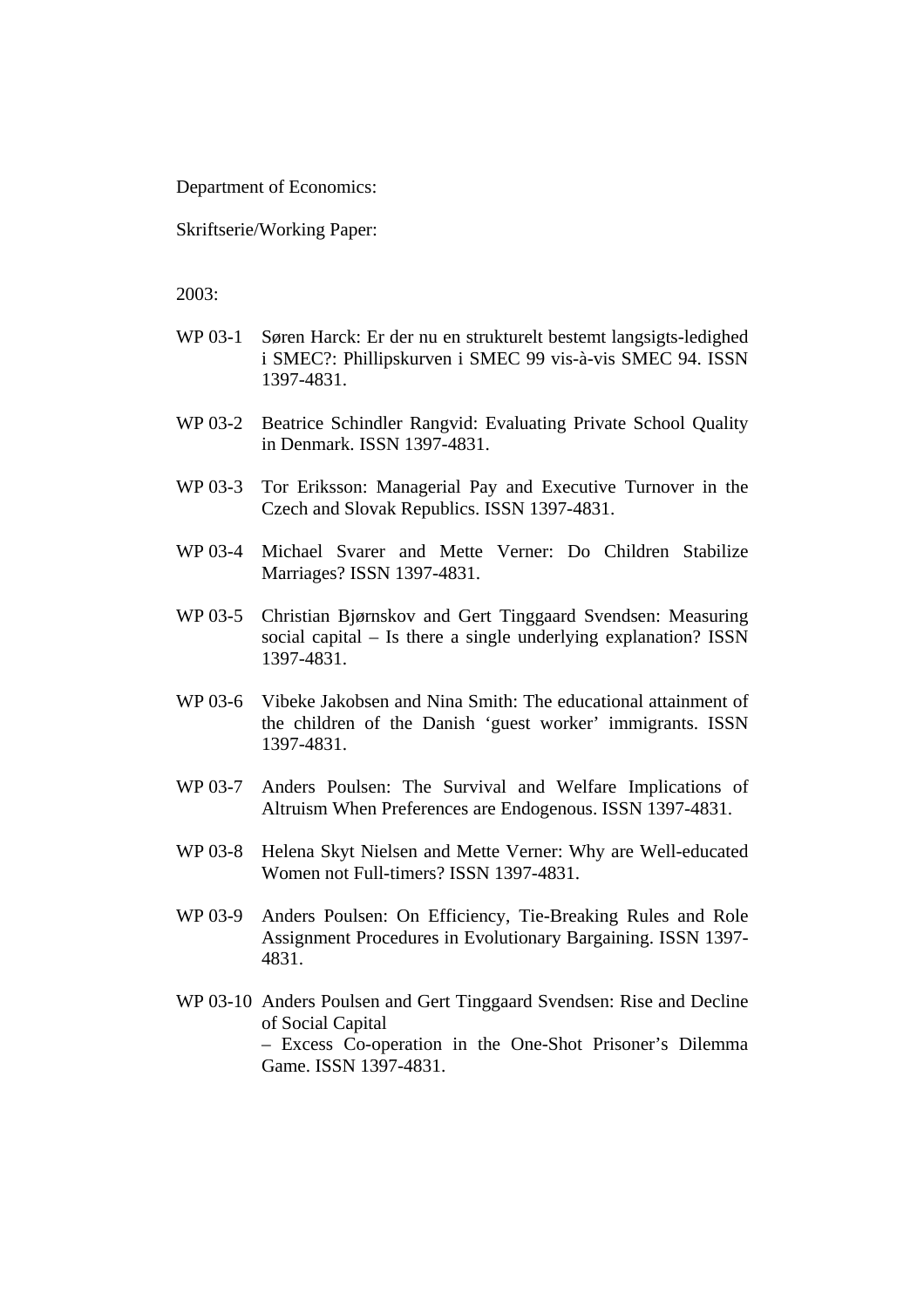Department of Economics:

Skriftserie/Working Paper:

2003:

WP 03-1 Søren Harck: Er der nu en strukturelt bestemt langsigts-ledighed i SMEC?: Phillipskurven i SMEC 99 vis-à-vis SMEC 94. ISSN 1397-4831.

WP 03-2 Beatrice Schindler Rangvid: Evaluating Private School Quality in Denmark. ISSN 1397-4831.

WP 03-3 Tor Eriksson: Managerial Pay and Executive Turnover in the Czech and Slovak Republics. ISSN 1397-4831.

WP 03-4 Michael Svarer and Mette Verner: Do Children Stabilize Marriages? ISSN 1397-4831.

WP 03-5 Christian Bjørnskov and Gert Tinggaard Svendsen: Measuring social capital – Is there a single underlying explanation? ISSN 1397-4831.

WP 03-6 Vibeke Jakobsen and Nina Smith: The educational attainment of the children of the Danish 'guest worker' immigrants. ISSN 1397-4831.

WP 03-7 Anders Poulsen: The Survival and Welfare Implications of Altruism When Preferences are Endogenous. ISSN 1397-4831.

WP 03-8 Helena Skyt Nielsen and Mette Verner: Why are Well-educated Women not Full-timers? ISSN 1397-4831.

WP 03-9 Anders Poulsen: On Efficiency, Tie-Breaking Rules and Role Assignment Procedures in Evolutionary Bargaining. ISSN 1397-4831.

WP 03-10 Anders Poulsen and Gert Tinggaard Svendsen: Rise and Decline of Social Capital – Excess Co-operation in the One-Shot Prisoner's Dilemma Game. ISSN 1397-4831.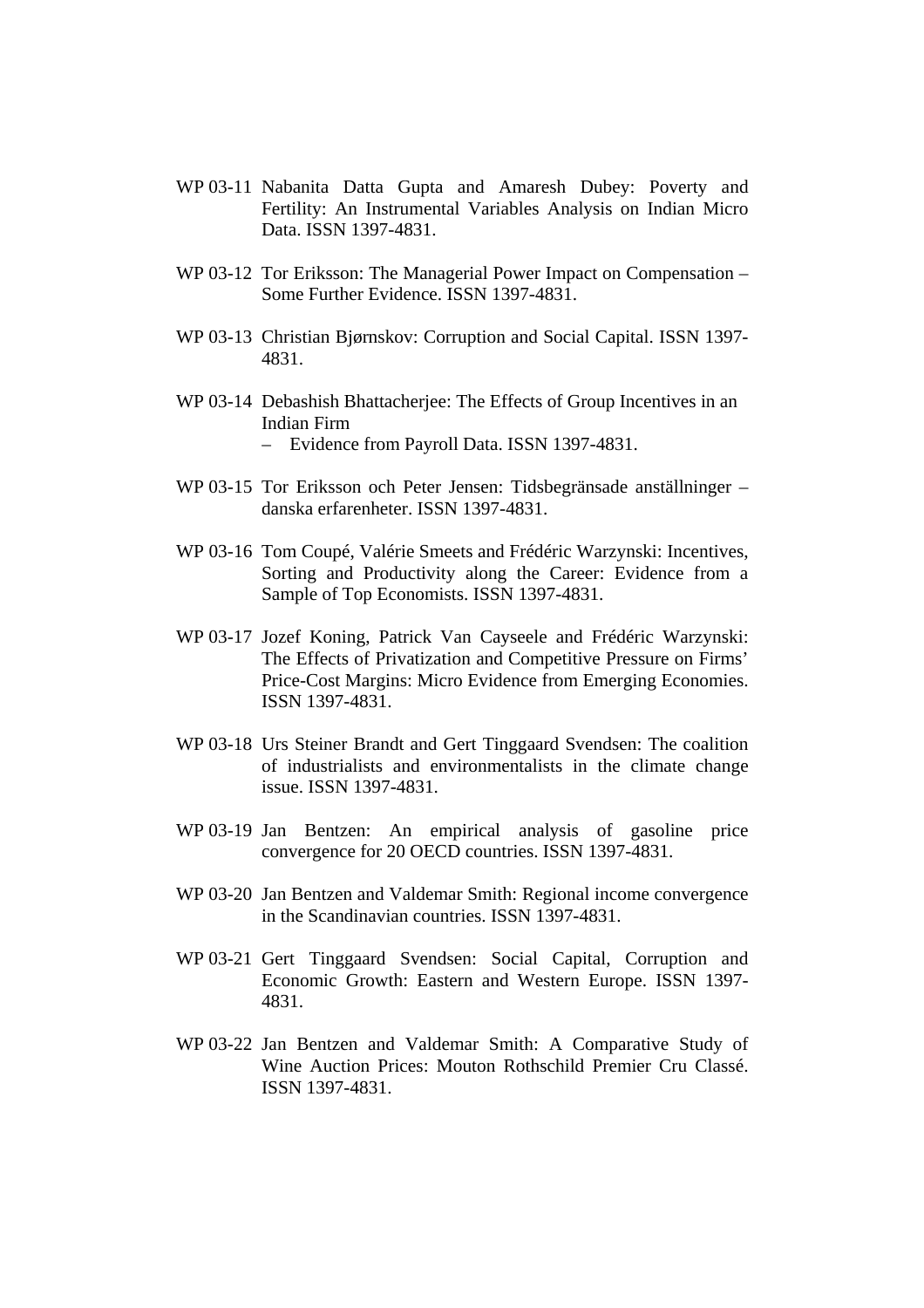WP 03-11 Nabanita Datta Gupta and Amaresh Dubey: Poverty and Fertility: An Instrumental Variables Analysis on Indian Micro Data. ISSN 1397-4831.

WP 03-12 Tor Eriksson: The Managerial Power Impact on Compensation – Some Further Evidence. ISSN 1397-4831.

WP 03-13 Christian Bjørnskov: Corruption and Social Capital. ISSN 1397-4831.

WP 03-14 Debashish Bhattacherjee: The Effects of Group Incentives in an Indian Firm
– Evidence from Payroll Data. ISSN 1397-4831.

WP 03-15 Tor Eriksson och Peter Jensen: Tidsbegränsade anställninger – danska erfarenheter. ISSN 1397-4831.

WP 03-16 Tom Coupé, Valérie Smeets and Frédéric Warzynski: Incentives, Sorting and Productivity along the Career: Evidence from a Sample of Top Economists. ISSN 1397-4831.

WP 03-17 Jozef Koning, Patrick Van Cayseele and Frédéric Warzynski: The Effects of Privatization and Competitive Pressure on Firms' Price-Cost Margins: Micro Evidence from Emerging Economies. ISSN 1397-4831.

WP 03-18 Urs Steiner Brandt and Gert Tinggaard Svendsen: The coalition of industrialists and environmentalists in the climate change issue. ISSN 1397-4831.

WP 03-19 Jan Bentzen: An empirical analysis of gasoline price convergence for 20 OECD countries. ISSN 1397-4831.

WP 03-20 Jan Bentzen and Valdemar Smith: Regional income convergence in the Scandinavian countries. ISSN 1397-4831.

WP 03-21 Gert Tinggaard Svendsen: Social Capital, Corruption and Economic Growth: Eastern and Western Europe. ISSN 1397-4831.

WP 03-22 Jan Bentzen and Valdemar Smith: A Comparative Study of Wine Auction Prices: Mouton Rothschild Premier Cru Classé. ISSN 1397-4831.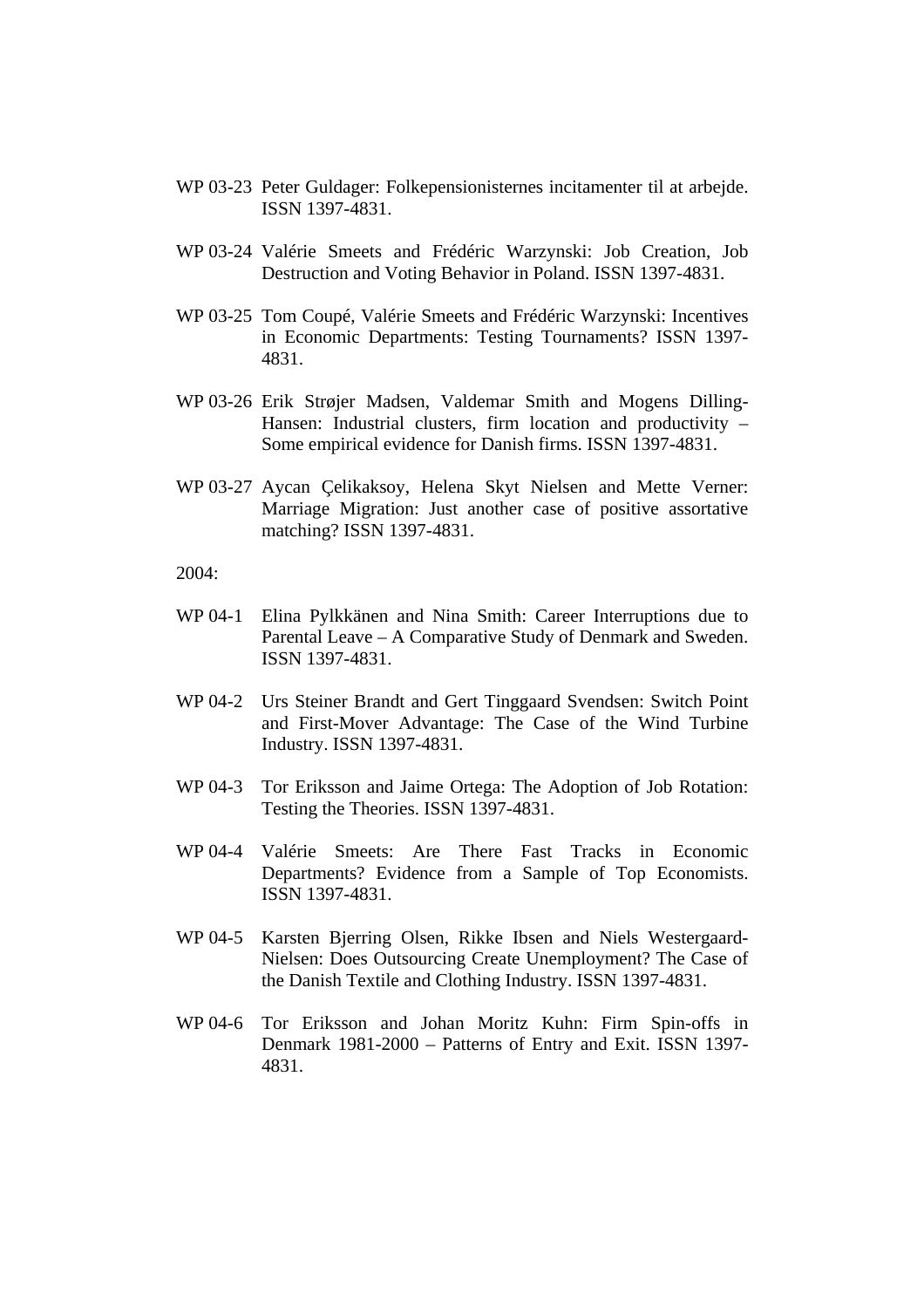WP 03-23 Peter Guldager: Folkepensionisternes incitamenter til at arbejde. ISSN 1397-4831.

WP 03-24 Valérie Smeets and Frédéric Warzynski: Job Creation, Job Destruction and Voting Behavior in Poland. ISSN 1397-4831.

WP 03-25 Tom Coupé, Valérie Smeets and Frédéric Warzynski: Incentives in Economic Departments: Testing Tournaments? ISSN 1397-4831.

WP 03-26 Erik Strøjer Madsen, Valdemar Smith and Mogens Dilling-Hansen: Industrial clusters, firm location and productivity – Some empirical evidence for Danish firms. ISSN 1397-4831.

WP 03-27 Aycan Çelikaksoy, Helena Skyt Nielsen and Mette Verner: Marriage Migration: Just another case of positive assortative matching? ISSN 1397-4831.

2004:

WP 04-1 Elina Pylkkänen and Nina Smith: Career Interruptions due to Parental Leave – A Comparative Study of Denmark and Sweden. ISSN 1397-4831.

WP 04-2 Urs Steiner Brandt and Gert Tinggaard Svendsen: Switch Point and First-Mover Advantage: The Case of the Wind Turbine Industry. ISSN 1397-4831.

WP 04-3 Tor Eriksson and Jaime Ortega: The Adoption of Job Rotation: Testing the Theories. ISSN 1397-4831.

WP 04-4 Valérie Smeets: Are There Fast Tracks in Economic Departments? Evidence from a Sample of Top Economists. ISSN 1397-4831.

WP 04-5 Karsten Bjerring Olsen, Rikke Ibsen and Niels Westergaard-Nielsen: Does Outsourcing Create Unemployment? The Case of the Danish Textile and Clothing Industry. ISSN 1397-4831.

WP 04-6 Tor Eriksson and Johan Moritz Kuhn: Firm Spin-offs in Denmark 1981-2000 – Patterns of Entry and Exit. ISSN 1397-4831.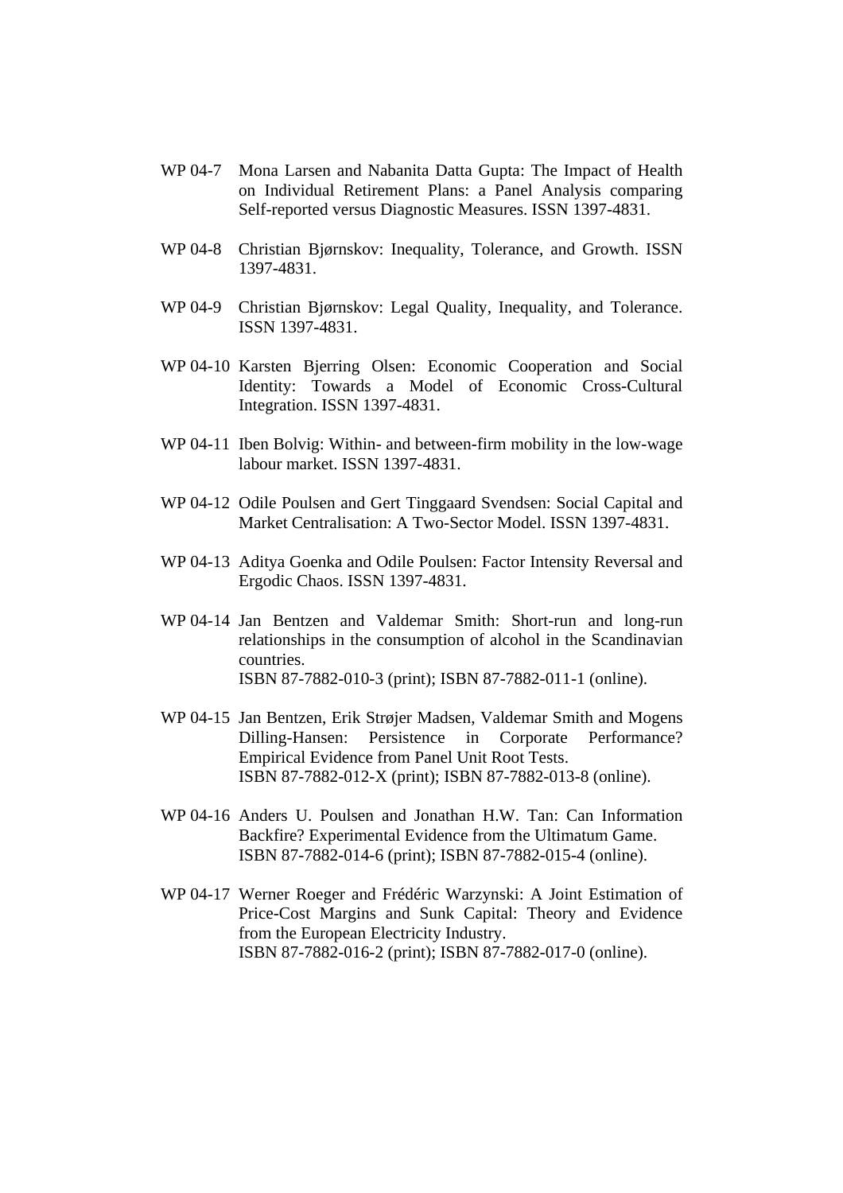WP 04-7 Mona Larsen and Nabanita Datta Gupta: The Impact of Health on Individual Retirement Plans: a Panel Analysis comparing Self-reported versus Diagnostic Measures. ISSN 1397-4831.

WP 04-8 Christian Bjørnskov: Inequality, Tolerance, and Growth. ISSN 1397-4831.

WP 04-9 Christian Bjørnskov: Legal Quality, Inequality, and Tolerance. ISSN 1397-4831.

WP 04-10 Karsten Bjerring Olsen: Economic Cooperation and Social Identity: Towards a Model of Economic Cross-Cultural Integration. ISSN 1397-4831.

WP 04-11 Iben Bolvig: Within- and between-firm mobility in the low-wage labour market. ISSN 1397-4831.

WP 04-12 Odile Poulsen and Gert Tinggaard Svendsen: Social Capital and Market Centralisation: A Two-Sector Model. ISSN 1397-4831.

WP 04-13 Aditya Goenka and Odile Poulsen: Factor Intensity Reversal and Ergodic Chaos. ISSN 1397-4831.

WP 04-14 Jan Bentzen and Valdemar Smith: Short-run and long-run relationships in the consumption of alcohol in the Scandinavian countries.
ISBN 87-7882-010-3 (print); ISBN 87-7882-011-1 (online).

WP 04-15 Jan Bentzen, Erik Strøjer Madsen, Valdemar Smith and Mogens Dilling-Hansen: Persistence in Corporate Performance? Empirical Evidence from Panel Unit Root Tests.
ISBN 87-7882-012-X (print); ISBN 87-7882-013-8 (online).

WP 04-16 Anders U. Poulsen and Jonathan H.W. Tan: Can Information Backfire? Experimental Evidence from the Ultimatum Game.
ISBN 87-7882-014-6 (print); ISBN 87-7882-015-4 (online).

WP 04-17 Werner Roeger and Frédéric Warzynski: A Joint Estimation of Price-Cost Margins and Sunk Capital: Theory and Evidence from the European Electricity Industry.
ISBN 87-7882-016-2 (print); ISBN 87-7882-017-0 (online).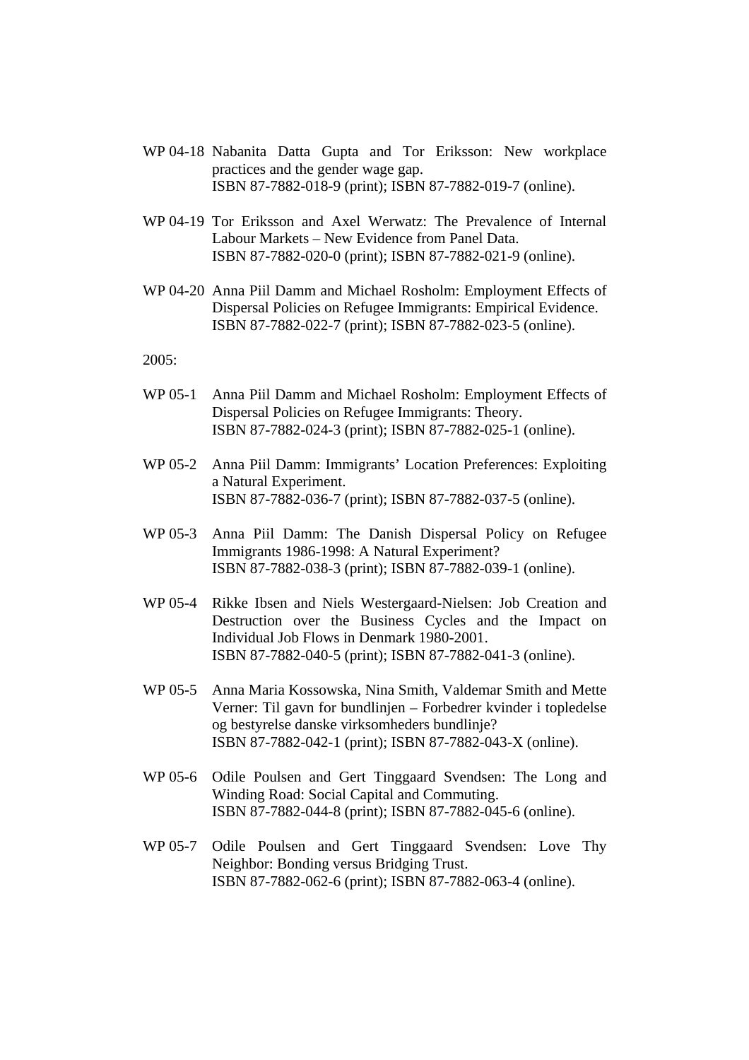WP 04-18 Nabanita Datta Gupta and Tor Eriksson: New workplace practices and the gender wage gap.
ISBN 87-7882-018-9 (print); ISBN 87-7882-019-7 (online).

WP 04-19 Tor Eriksson and Axel Werwatz: The Prevalence of Internal Labour Markets – New Evidence from Panel Data.
ISBN 87-7882-020-0 (print); ISBN 87-7882-021-9 (online).

WP 04-20 Anna Piil Damm and Michael Rosholm: Employment Effects of Dispersal Policies on Refugee Immigrants: Empirical Evidence.
ISBN 87-7882-022-7 (print); ISBN 87-7882-023-5 (online).

2005:

WP 05-1 Anna Piil Damm and Michael Rosholm: Employment Effects of Dispersal Policies on Refugee Immigrants: Theory.
ISBN 87-7882-024-3 (print); ISBN 87-7882-025-1 (online).

WP 05-2 Anna Piil Damm: Immigrants' Location Preferences: Exploiting a Natural Experiment.
ISBN 87-7882-036-7 (print); ISBN 87-7882-037-5 (online).

WP 05-3 Anna Piil Damm: The Danish Dispersal Policy on Refugee Immigrants 1986-1998: A Natural Experiment?
ISBN 87-7882-038-3 (print); ISBN 87-7882-039-1 (online).

WP 05-4 Rikke Ibsen and Niels Westergaard-Nielsen: Job Creation and Destruction over the Business Cycles and the Impact on Individual Job Flows in Denmark 1980-2001.
ISBN 87-7882-040-5 (print); ISBN 87-7882-041-3 (online).

WP 05-5 Anna Maria Kossowska, Nina Smith, Valdemar Smith and Mette Verner: Til gavn for bundlinjen – Forbedrer kvinder i topledelse og bestyrelse danske virksomheders bundlinje?
ISBN 87-7882-042-1 (print); ISBN 87-7882-043-X (online).

WP 05-6 Odile Poulsen and Gert Tinggaard Svendsen: The Long and Winding Road: Social Capital and Commuting.
ISBN 87-7882-044-8 (print); ISBN 87-7882-045-6 (online).

WP 05-7 Odile Poulsen and Gert Tinggaard Svendsen: Love Thy Neighbor: Bonding versus Bridging Trust.
ISBN 87-7882-062-6 (print); ISBN 87-7882-063-4 (online).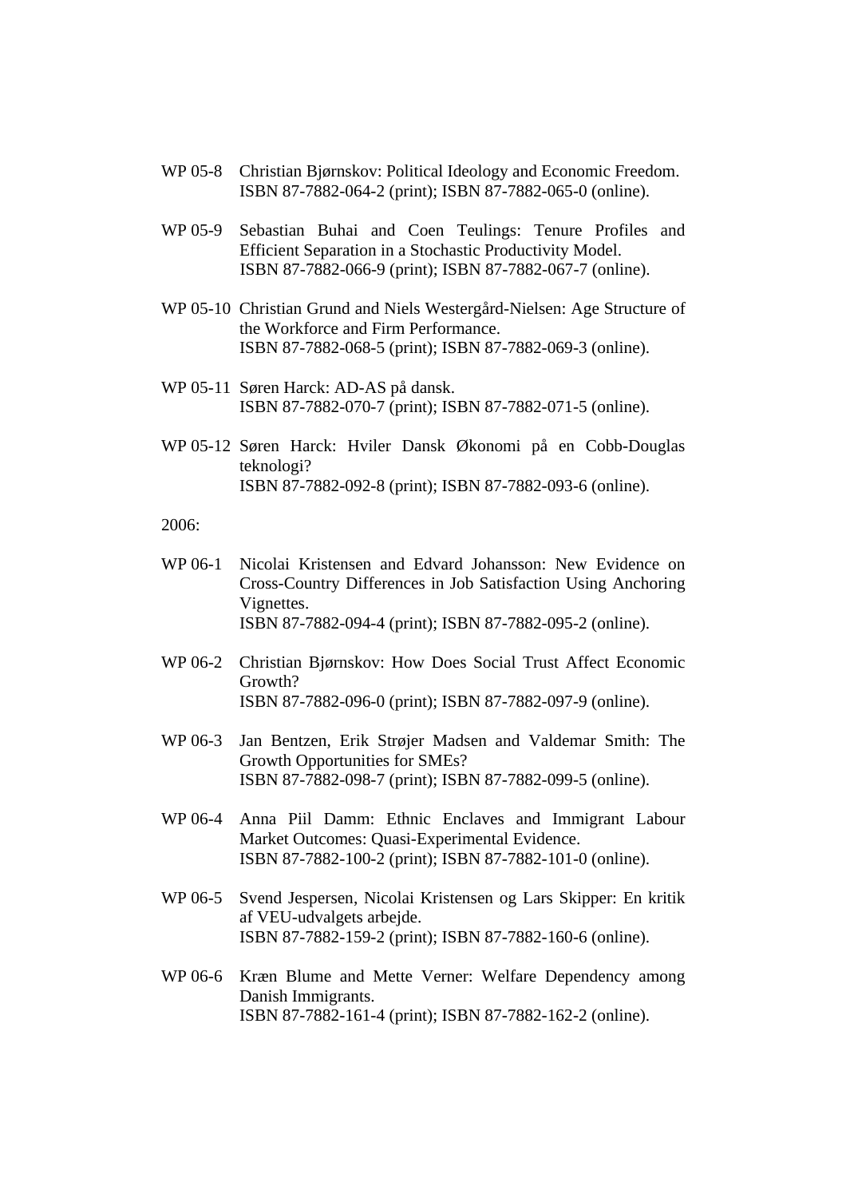WP 05-8 Christian Bjørnskov: Political Ideology and Economic Freedom.
ISBN 87-7882-064-2 (print); ISBN 87-7882-065-0 (online).

WP 05-9 Sebastian Buhai and Coen Teulings: Tenure Profiles and Efficient Separation in a Stochastic Productivity Model.
ISBN 87-7882-066-9 (print); ISBN 87-7882-067-7 (online).

WP 05-10 Christian Grund and Niels Westergård-Nielsen: Age Structure of the Workforce and Firm Performance.
ISBN 87-7882-068-5 (print); ISBN 87-7882-069-3 (online).

WP 05-11 Søren Harck: AD-AS på dansk.
ISBN 87-7882-070-7 (print); ISBN 87-7882-071-5 (online).

WP 05-12 Søren Harck: Hviler Dansk Økonomi på en Cobb-Douglas teknologi?
ISBN 87-7882-092-8 (print); ISBN 87-7882-093-6 (online).

2006:

WP 06-1 Nicolai Kristensen and Edvard Johansson: New Evidence on Cross-Country Differences in Job Satisfaction Using Anchoring Vignettes.
ISBN 87-7882-094-4 (print); ISBN 87-7882-095-2 (online).

WP 06-2 Christian Bjørnskov: How Does Social Trust Affect Economic Growth?
ISBN 87-7882-096-0 (print); ISBN 87-7882-097-9 (online).

WP 06-3 Jan Bentzen, Erik Strøjer Madsen and Valdemar Smith: The Growth Opportunities for SMEs?
ISBN 87-7882-098-7 (print); ISBN 87-7882-099-5 (online).

WP 06-4 Anna Piil Damm: Ethnic Enclaves and Immigrant Labour Market Outcomes: Quasi-Experimental Evidence.
ISBN 87-7882-100-2 (print); ISBN 87-7882-101-0 (online).

WP 06-5 Svend Jespersen, Nicolai Kristensen og Lars Skipper: En kritik af VEU-udvalgets arbejde.
ISBN 87-7882-159-2 (print); ISBN 87-7882-160-6 (online).

WP 06-6 Kræn Blume and Mette Verner: Welfare Dependency among Danish Immigrants.
ISBN 87-7882-161-4 (print); ISBN 87-7882-162-2 (online).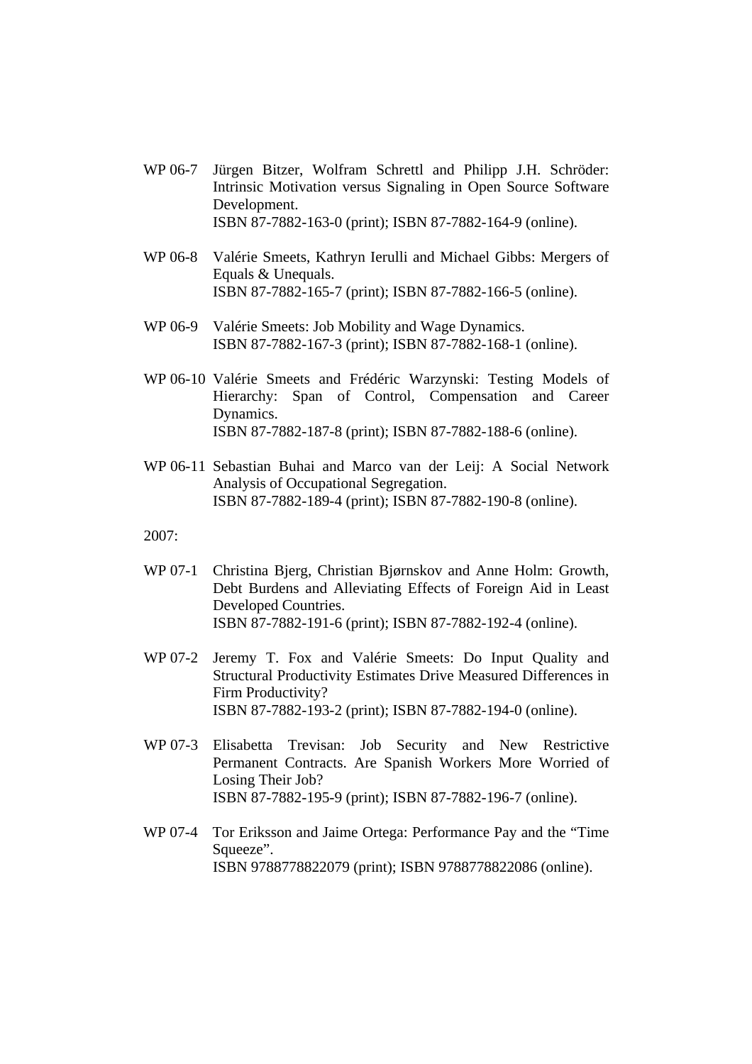WP 06-7 Jürgen Bitzer, Wolfram Schrettl and Philipp J.H. Schröder: Intrinsic Motivation versus Signaling in Open Source Software Development.
ISBN 87-7882-163-0 (print); ISBN 87-7882-164-9 (online).

WP 06-8 Valérie Smeets, Kathryn Ierulli and Michael Gibbs: Mergers of Equals & Unequals.
ISBN 87-7882-165-7 (print); ISBN 87-7882-166-5 (online).

WP 06-9 Valérie Smeets: Job Mobility and Wage Dynamics.
ISBN 87-7882-167-3 (print); ISBN 87-7882-168-1 (online).

WP 06-10 Valérie Smeets and Frédéric Warzynski: Testing Models of Hierarchy: Span of Control, Compensation and Career Dynamics.
ISBN 87-7882-187-8 (print); ISBN 87-7882-188-6 (online).

WP 06-11 Sebastian Buhai and Marco van der Leij: A Social Network Analysis of Occupational Segregation.
ISBN 87-7882-189-4 (print); ISBN 87-7882-190-8 (online).

2007:

WP 07-1 Christina Bjerg, Christian Bjørnskov and Anne Holm: Growth, Debt Burdens and Alleviating Effects of Foreign Aid in Least Developed Countries.
ISBN 87-7882-191-6 (print); ISBN 87-7882-192-4 (online).

WP 07-2 Jeremy T. Fox and Valérie Smeets: Do Input Quality and Structural Productivity Estimates Drive Measured Differences in Firm Productivity?
ISBN 87-7882-193-2 (print); ISBN 87-7882-194-0 (online).

WP 07-3 Elisabetta Trevisan: Job Security and New Restrictive Permanent Contracts. Are Spanish Workers More Worried of Losing Their Job?
ISBN 87-7882-195-9 (print); ISBN 87-7882-196-7 (online).

WP 07-4 Tor Eriksson and Jaime Ortega: Performance Pay and the "Time Squeeze".
ISBN 9788778822079 (print); ISBN 9788778822086 (online).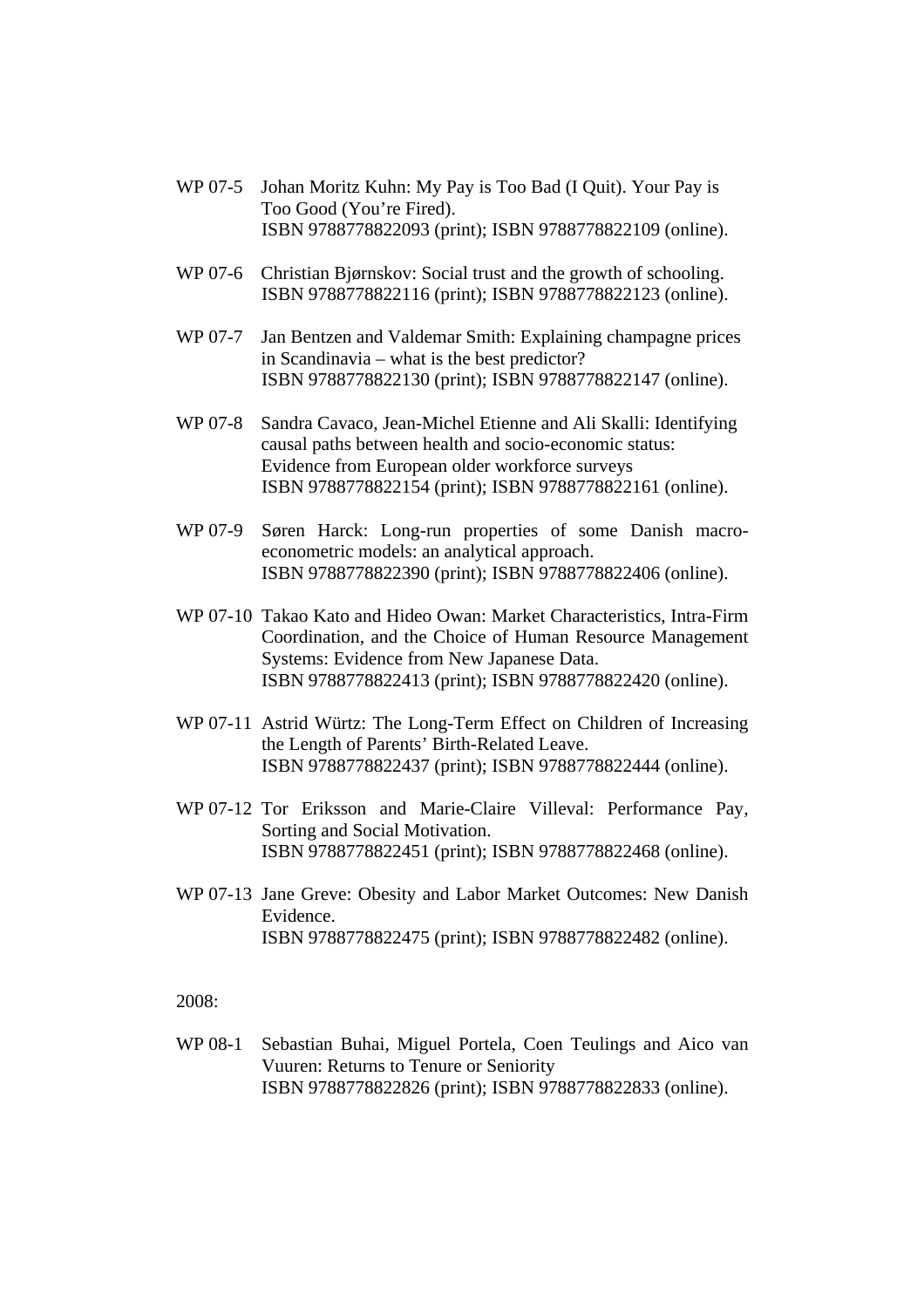WP 07-5 Johan Moritz Kuhn: My Pay is Too Bad (I Quit). Your Pay is Too Good (You're Fired).
ISBN 9788778822093 (print); ISBN 9788778822109 (online).

WP 07-6 Christian Bjørnskov: Social trust and the growth of schooling.
ISBN 9788778822116 (print); ISBN 9788778822123 (online).

WP 07-7 Jan Bentzen and Valdemar Smith: Explaining champagne prices in Scandinavia – what is the best predictor?
ISBN 9788778822130 (print); ISBN 9788778822147 (online).

WP 07-8 Sandra Cavaco, Jean-Michel Etienne and Ali Skalli: Identifying causal paths between health and socio-economic status: Evidence from European older workforce surveys
ISBN 9788778822154 (print); ISBN 9788778822161 (online).

WP 07-9 Søren Harck: Long-run properties of some Danish macro-econometric models: an analytical approach.
ISBN 9788778822390 (print); ISBN 9788778822406 (online).

WP 07-10 Takao Kato and Hideo Owan: Market Characteristics, Intra-Firm Coordination, and the Choice of Human Resource Management Systems: Evidence from New Japanese Data.
ISBN 9788778822413 (print); ISBN 9788778822420 (online).

WP 07-11 Astrid Würtz: The Long-Term Effect on Children of Increasing the Length of Parents' Birth-Related Leave.
ISBN 9788778822437 (print); ISBN 9788778822444 (online).

WP 07-12 Tor Eriksson and Marie-Claire Villeval: Performance Pay, Sorting and Social Motivation.
ISBN 9788778822451 (print); ISBN 9788778822468 (online).

WP 07-13 Jane Greve: Obesity and Labor Market Outcomes: New Danish Evidence.
ISBN 9788778822475 (print); ISBN 9788778822482 (online).

2008:

WP 08-1 Sebastian Buhai, Miguel Portela, Coen Teulings and Aico van Vuuren: Returns to Tenure or Seniority
ISBN 9788778822826 (print); ISBN 9788778822833 (online).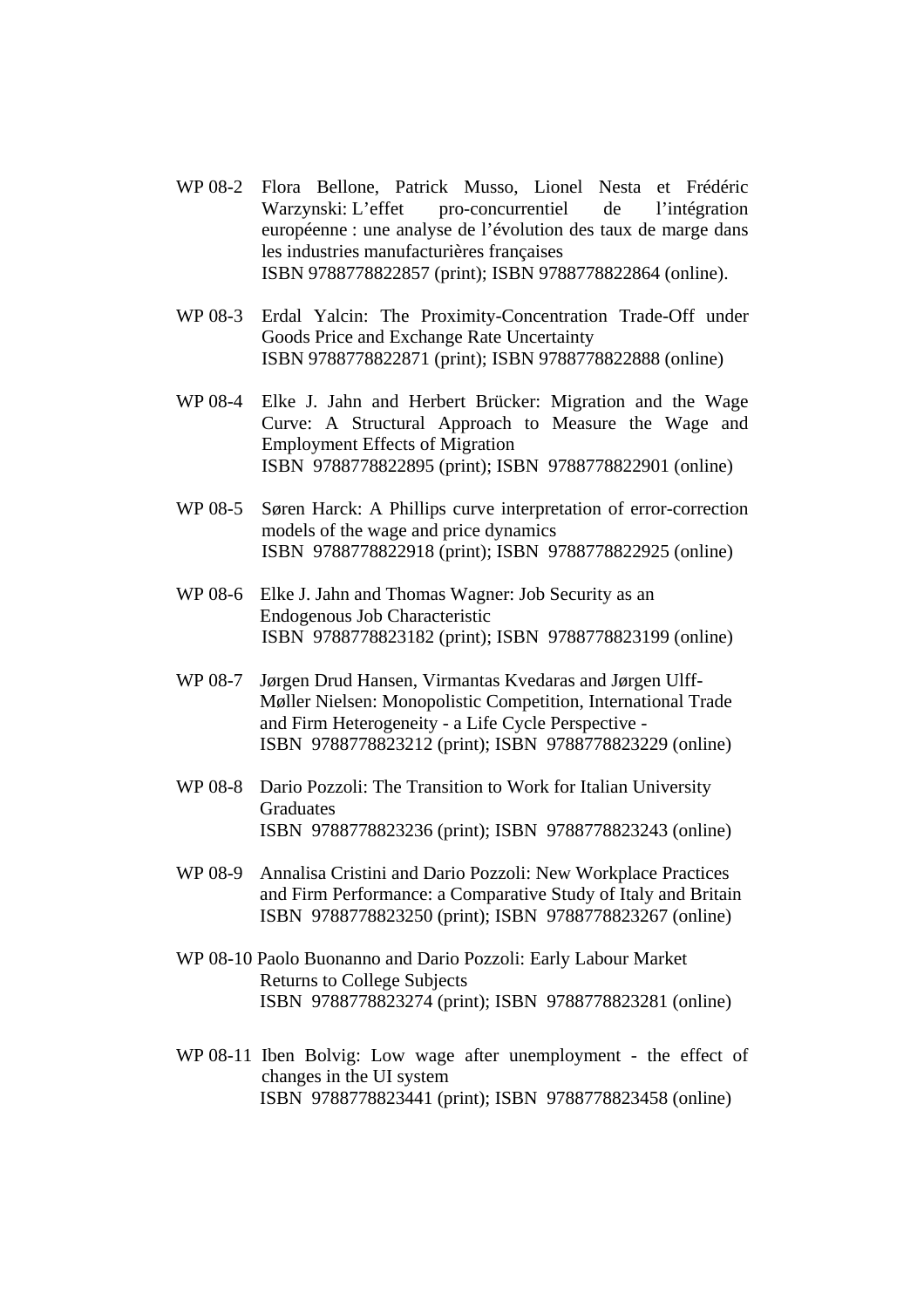WP 08-2 Flora Bellone, Patrick Musso, Lionel Nesta et Frédéric Warzynski: L'effet pro-concurrentiel de l'intégration européenne : une analyse de l'évolution des taux de marge dans les industries manufacturières françaises
ISBN 9788778822857 (print); ISBN 9788778822864 (online).

WP 08-3 Erdal Yalcin: The Proximity-Concentration Trade-Off under Goods Price and Exchange Rate Uncertainty
ISBN 9788778822871 (print); ISBN 9788778822888 (online)

WP 08-4 Elke J. Jahn and Herbert Brücker: Migration and the Wage Curve: A Structural Approach to Measure the Wage and Employment Effects of Migration
ISBN 9788778822895 (print); ISBN 9788778822901 (online)

WP 08-5 Søren Harck: A Phillips curve interpretation of error-correction models of the wage and price dynamics
ISBN 9788778822918 (print); ISBN 9788778822925 (online)

WP 08-6 Elke J. Jahn and Thomas Wagner: Job Security as an Endogenous Job Characteristic
ISBN 9788778823182 (print); ISBN 9788778823199 (online)

WP 08-7 Jørgen Drud Hansen, Virmantas Kvedaras and Jørgen Ulff-Møller Nielsen: Monopolistic Competition, International Trade and Firm Heterogeneity - a Life Cycle Perspective -
ISBN 9788778823212 (print); ISBN 9788778823229 (online)

WP 08-8 Dario Pozzoli: The Transition to Work for Italian University Graduates
ISBN 9788778823236 (print); ISBN 9788778823243 (online)

WP 08-9 Annalisa Cristini and Dario Pozzoli: New Workplace Practices and Firm Performance: a Comparative Study of Italy and Britain
ISBN 9788778823250 (print); ISBN 9788778823267 (online)

WP 08-10 Paolo Buonanno and Dario Pozzoli: Early Labour Market Returns to College Subjects
ISBN 9788778823274 (print); ISBN 9788778823281 (online)

WP 08-11 Iben Bolvig: Low wage after unemployment - the effect of changes in the UI system
ISBN 9788778823441 (print); ISBN 9788778823458 (online)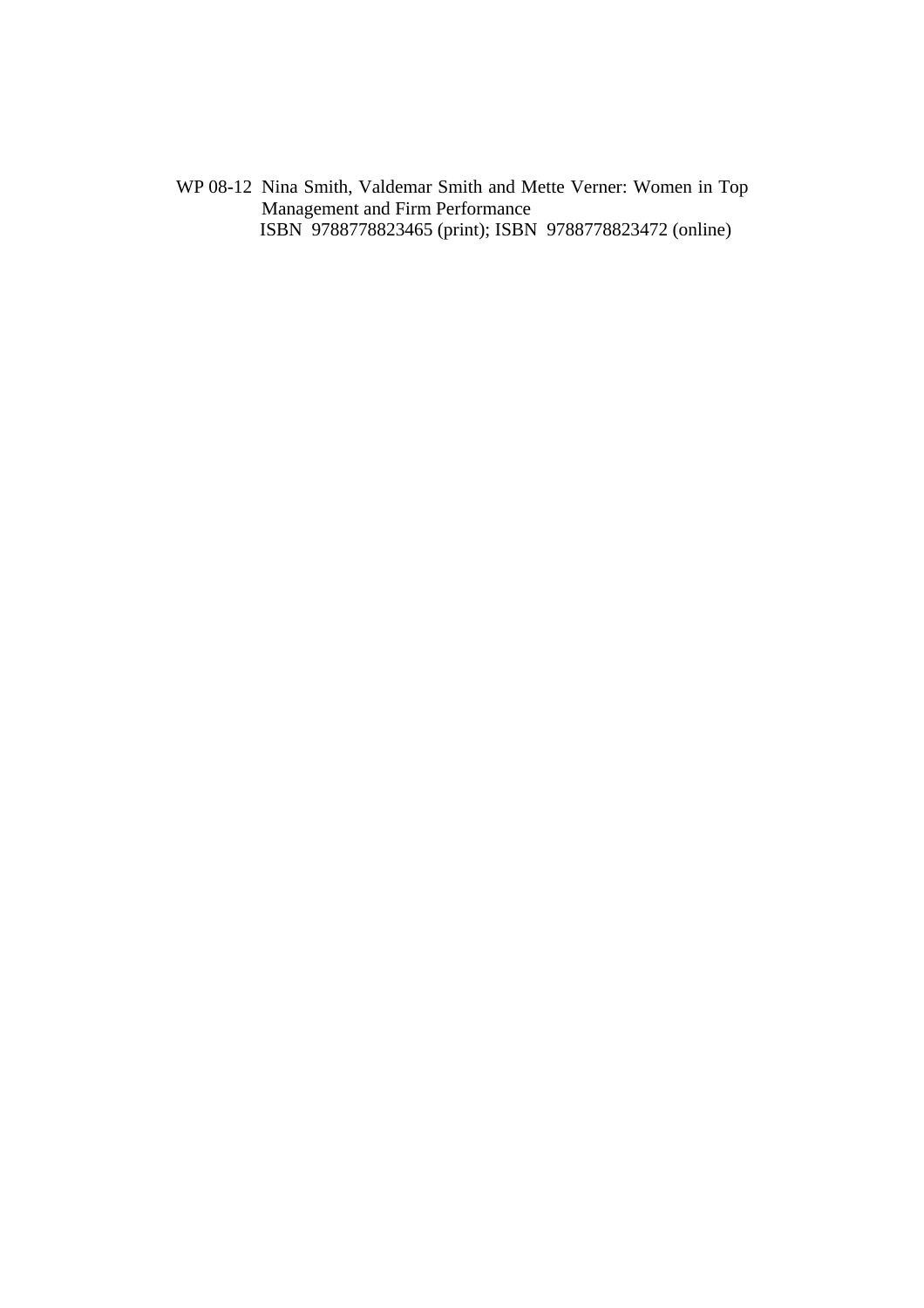WP 08-12 Nina Smith, Valdemar Smith and Mette Verner: Women in Top Management and Firm Performance
ISBN 9788778823465 (print); ISBN 9788778823472 (online)